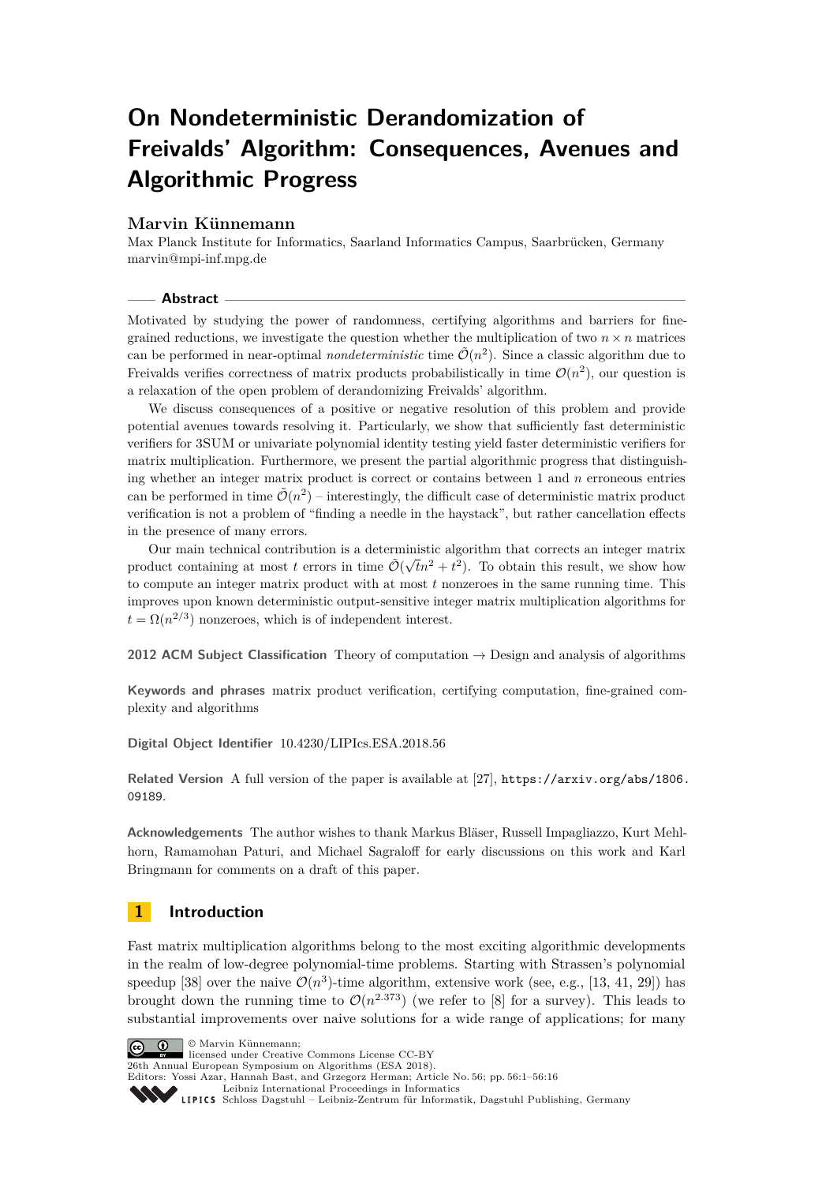# On Nondeterministic Derandomization of Freivalds' Algorithm: Consequences, Avenues and Algorithmic Progress

**Marvin Künnemann**

Max Planck Institute for Informatics, Saarland Informatics Campus, Saarbrücken, Germany
marvin@mpi-inf.mpg.de

## Abstract

Motivated by studying the power of randomness, certifying algorithms and barriers for fine-grained reductions, we investigate the question whether the multiplication of two $n \times n$ matrices can be performed in near-optimal *nondeterministic* time $\tilde{\mathcal{O}}(n^2)$. Since a classic algorithm due to Freivalds verifies correctness of matrix products probabilistically in time $\mathcal{O}(n^2)$, our question is a relaxation of the open problem of derandomizing Freivalds' algorithm.

We discuss consequences of a positive or negative resolution of this problem and provide potential avenues towards resolving it. Particularly, we show that sufficiently fast deterministic verifiers for 3SUM or univariate polynomial identity testing yield faster deterministic verifiers for matrix multiplication. Furthermore, we present the partial algorithmic progress that distinguishing whether an integer matrix product is correct or contains between 1 and $n$ erroneous entries can be performed in time $\tilde{\mathcal{O}}(n^2)$ – interestingly, the difficult case of deterministic matrix product verification is not a problem of "finding a needle in the haystack", but rather cancellation effects in the presence of many errors.

Our main technical contribution is a deterministic algorithm that corrects an integer matrix product containing at most $t$ errors in time $\tilde{\mathcal{O}}(\sqrt{t}n^2 + t^2)$. To obtain this result, we show how to compute an integer matrix product with at most $t$ nonzeroes in the same running time. This improves upon known deterministic output-sensitive integer matrix multiplication algorithms for $t = \Omega(n^{2/3})$ nonzeroes, which is of independent interest.

**2012 ACM Subject Classification** Theory of computation → Design and analysis of algorithms

**Keywords and phrases** matrix product verification, certifying computation, fine-grained complexity and algorithms

**Digital Object Identifier** 10.4230/LIPIcs.ESA.2018.56

**Related Version** A full version of the paper is available at [27], https://arxiv.org/abs/1806.09189.

**Acknowledgements** The author wishes to thank Markus Bläser, Russell Impagliazzo, Kurt Mehlhorn, Ramamohan Paturi, and Michael Sagraloff for early discussions on this work and Karl Bringmann for comments on a draft of this paper.

## 1 Introduction

Fast matrix multiplication algorithms belong to the most exciting algorithmic developments in the realm of low-degree polynomial-time problems. Starting with Strassen's polynomial speedup [38] over the naive $\mathcal{O}(n^3)$-time algorithm, extensive work (see, e.g., [13, 41, 29]) has brought down the running time to $\mathcal{O}(n^{2.373})$ (we refer to [8] for a survey). This leads to substantial improvements over naive solutions for a wide range of applications; for many

© Marvin Künnemann;
licensed under Creative Commons License CC-BY
26th Annual European Symposium on Algorithms (ESA 2018).
Editors: Yossi Azar, Hannah Bast, and Grzegorz Herman; Article No. 56; pp. 56:1–56:16
Leibniz International Proceedings in Informatics
Schloss Dagstuhl – Leibniz-Zentrum für Informatik, Dagstuhl Publishing, Germany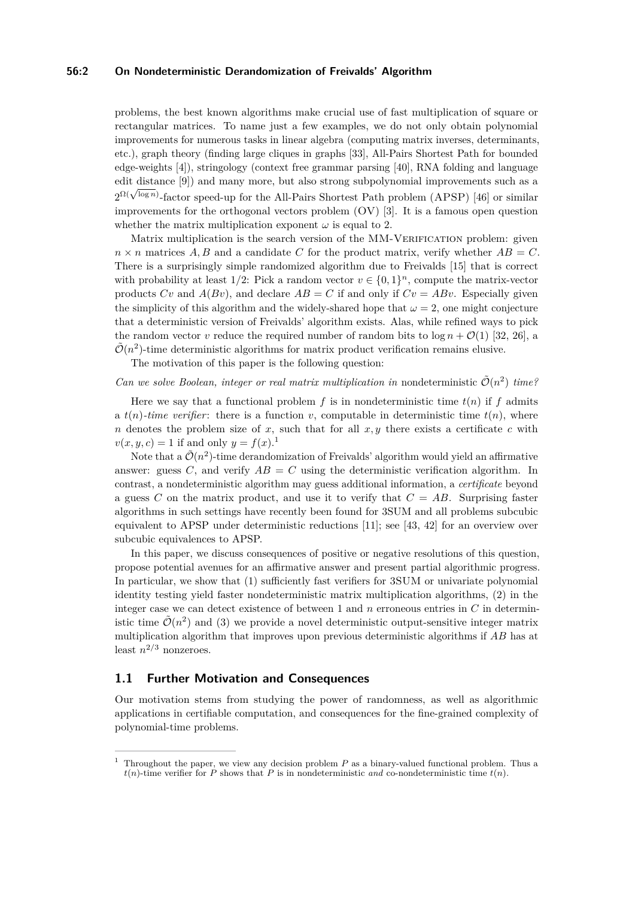problems, the best known algorithms make crucial use of fast multiplication of square or rectangular matrices. To name just a few examples, we do not only obtain polynomial improvements for numerous tasks in linear algebra (computing matrix inverses, determinants, etc.), graph theory (finding large cliques in graphs [33], All-Pairs Shortest Path for bounded edge-weights [4]), stringology (context free grammar parsing [40], RNA folding and language edit distance [9]) and many more, but also strong subpolynomial improvements such as a $2^{\Omega(\sqrt{\log n})}$-factor speed-up for the All-Pairs Shortest Path problem (APSP) [46] or similar improvements for the orthogonal vectors problem (OV) [3]. It is a famous open question whether the matrix multiplication exponent $\omega$ is equal to 2.

Matrix multiplication is the search version of the MM-Verification problem: given $n \times n$ matrices $A, B$ and a candidate $C$ for the product matrix, verify whether $AB = C$. There is a surprisingly simple randomized algorithm due to Freivalds [15] that is correct with probability at least 1/2: Pick a random vector $v \in \{0, 1\}^n$, compute the matrix-vector products $Cv$ and $A(Bv)$, and declare $AB = C$ if and only if $Cv = ABv$. Especially given the simplicity of this algorithm and the widely-shared hope that $\omega = 2$, one might conjecture that a deterministic version of Freivalds' algorithm exists. Alas, while refined ways to pick the random vector $v$ reduce the required number of random bits to $\log n + \mathcal{O}(1)$ [32, 26], a $\tilde{\mathcal{O}}(n^2)$-time deterministic algorithms for matrix product verification remains elusive.

The motivation of this paper is the following question:

*Can we solve Boolean, integer or real matrix multiplication in* nondeterministic $\tilde{\mathcal{O}}(n^2)$ *time?*

Here we say that a functional problem $f$ is in nondeterministic time $t(n)$ if $f$ admits a $t(n)$*-time verifier*: there is a function $v$, computable in deterministic time $t(n)$, where $n$ denotes the problem size of $x$, such that for all $x, y$ there exists a certificate $c$ with $v(x, y, c) = 1$ if and only $y = f(x)$.[1]

Note that a $\tilde{\mathcal{O}}(n^2)$-time derandomization of Freivalds' algorithm would yield an affirmative answer: guess $C$, and verify $AB = C$ using the deterministic verification algorithm. In contrast, a nondeterministic algorithm may guess additional information, a *certificate* beyond a guess $C$ on the matrix product, and use it to verify that $C = AB$. Surprising faster algorithms in such settings have recently been found for 3SUM and all problems subcubic equivalent to APSP under deterministic reductions [11]; see [43, 42] for an overview over subcubic equivalences to APSP.

In this paper, we discuss consequences of positive or negative resolutions of this question, propose potential avenues for an affirmative answer and present partial algorithmic progress. In particular, we show that (1) sufficiently fast verifiers for 3SUM or univariate polynomial identity testing yield faster nondeterministic matrix multiplication algorithms, (2) in the integer case we can detect existence of between 1 and $n$ erroneous entries in $C$ in deterministic time $\tilde{\mathcal{O}}(n^2)$ and (3) we provide a novel deterministic output-sensitive integer matrix multiplication algorithm that improves upon previous deterministic algorithms if $AB$ has at least $n^{2/3}$ nonzeroes.

## 1.1 Further Motivation and Consequences

Our motivation stems from studying the power of randomness, as well as algorithmic applications in certifiable computation, and consequences for the fine-grained complexity of polynomial-time problems.

---

[1] Throughout the paper, we view any decision problem $P$ as a binary-valued functional problem. Thus a $t(n)$-time verifier for $P$ shows that $P$ is in nondeterministic *and* co-nondeterministic time $t(n)$.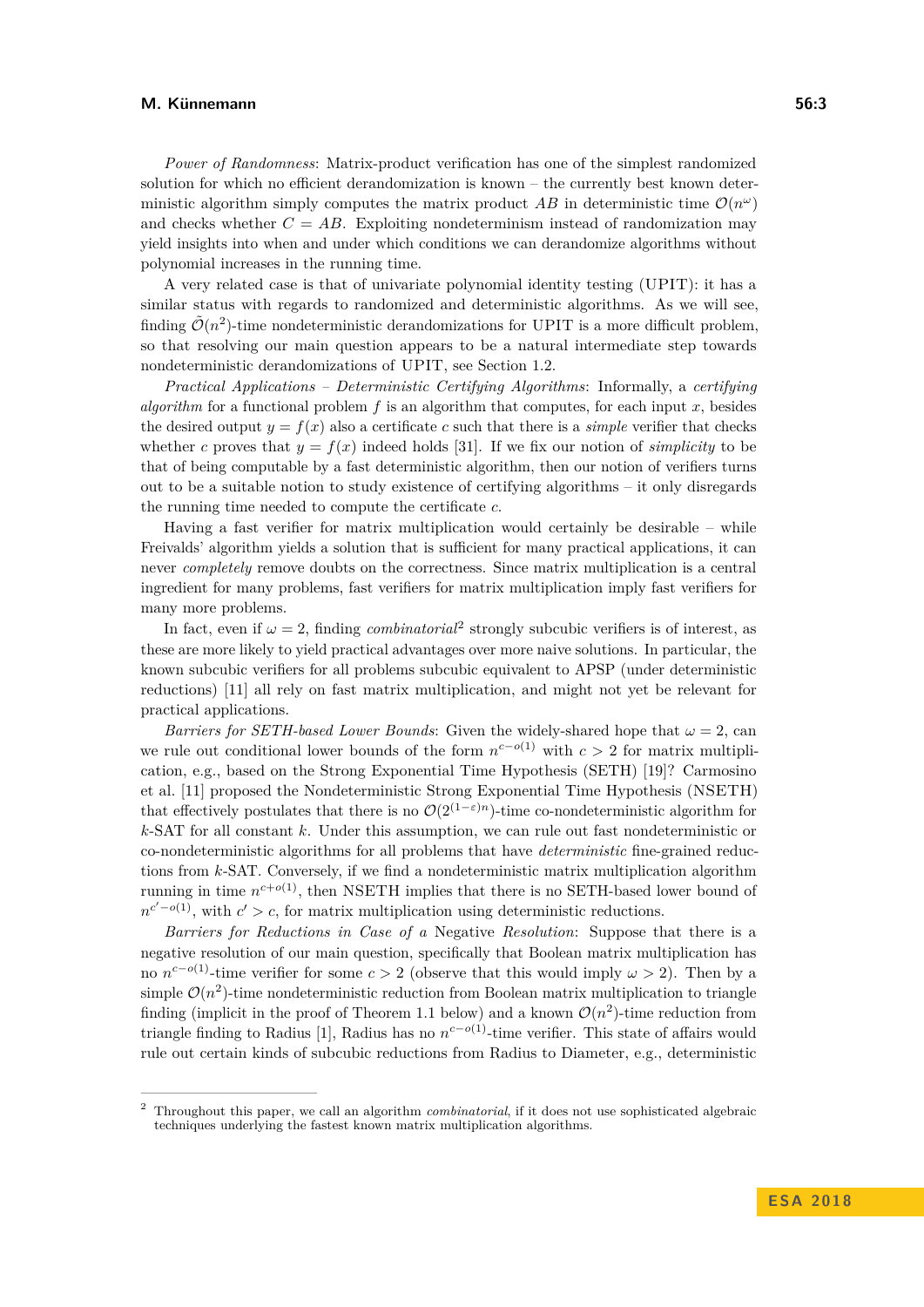*Power of Randomness*: Matrix-product verification has one of the simplest randomized solution for which no efficient derandomization is known – the currently best known deterministic algorithm simply computes the matrix product $AB$ in deterministic time $\mathcal{O}(n^\omega)$ and checks whether $C = AB$. Exploiting nondeterminism instead of randomization may yield insights into when and under which conditions we can derandomize algorithms without polynomial increases in the running time.

A very related case is that of univariate polynomial identity testing (UPIT): it has a similar status with regards to randomized and deterministic algorithms. As we will see, finding $\tilde{\mathcal{O}}(n^2)$-time nondeterministic derandomizations for UPIT is a more difficult problem, so that resolving our main question appears to be a natural intermediate step towards nondeterministic derandomizations of UPIT, see Section 1.2.

*Practical Applications – Deterministic Certifying Algorithms*: Informally, a *certifying algorithm* for a functional problem $f$ is an algorithm that computes, for each input $x$, besides the desired output $y = f(x)$ also a certificate $c$ such that there is a *simple* verifier that checks whether $c$ proves that $y = f(x)$ indeed holds [31]. If we fix our notion of *simplicity* to be that of being computable by a fast deterministic algorithm, then our notion of verifiers turns out to be a suitable notion to study existence of certifying algorithms – it only disregards the running time needed to compute the certificate $c$.

Having a fast verifier for matrix multiplication would certainly be desirable – while Freivalds' algorithm yields a solution that is sufficient for many practical applications, it can never *completely* remove doubts on the correctness. Since matrix multiplication is a central ingredient for many problems, fast verifiers for matrix multiplication imply fast verifiers for many more problems.

In fact, even if $\omega = 2$, finding *combinatorial*[2] strongly subcubic verifiers is of interest, as these are more likely to yield practical advantages over more naive solutions. In particular, the known subcubic verifiers for all problems subcubic equivalent to APSP (under deterministic reductions) [11] all rely on fast matrix multiplication, and might not yet be relevant for practical applications.

*Barriers for SETH-based Lower Bounds*: Given the widely-shared hope that $\omega = 2$, can we rule out conditional lower bounds of the form $n^{c-o(1)}$ with $c > 2$ for matrix multiplication, e.g., based on the Strong Exponential Time Hypothesis (SETH) [19]? Carmosino et al. [11] proposed the Nondeterministic Strong Exponential Time Hypothesis (NSETH) that effectively postulates that there is no $\mathcal{O}(2^{(1-\varepsilon)n})$-time co-nondeterministic algorithm for $k$-SAT for all constant $k$. Under this assumption, we can rule out fast nondeterministic or co-nondeterministic algorithms for all problems that have *deterministic* fine-grained reductions from $k$-SAT. Conversely, if we find a nondeterministic matrix multiplication algorithm running in time $n^{c+o(1)}$, then NSETH implies that there is no SETH-based lower bound of $n^{c'-o(1)}$, with $c' > c$, for matrix multiplication using deterministic reductions.

*Barriers for Reductions in Case of a Negative Resolution*: Suppose that there is a negative resolution of our main question, specifically that Boolean matrix multiplication has no $n^{c-o(1)}$-time verifier for some $c > 2$ (observe that this would imply $\omega > 2$). Then by a simple $\mathcal{O}(n^2)$-time nondeterministic reduction from Boolean matrix multiplication to triangle finding (implicit in the proof of Theorem 1.1 below) and a known $\mathcal{O}(n^2)$-time reduction from triangle finding to Radius [1], Radius has no $n^{c-o(1)}$-time verifier. This state of affairs would rule out certain kinds of subcubic reductions from Radius to Diameter, e.g., deterministic

[2] Throughout this paper, we call an algorithm *combinatorial*, if it does not use sophisticated algebraic techniques underlying the fastest known matrix multiplication algorithms.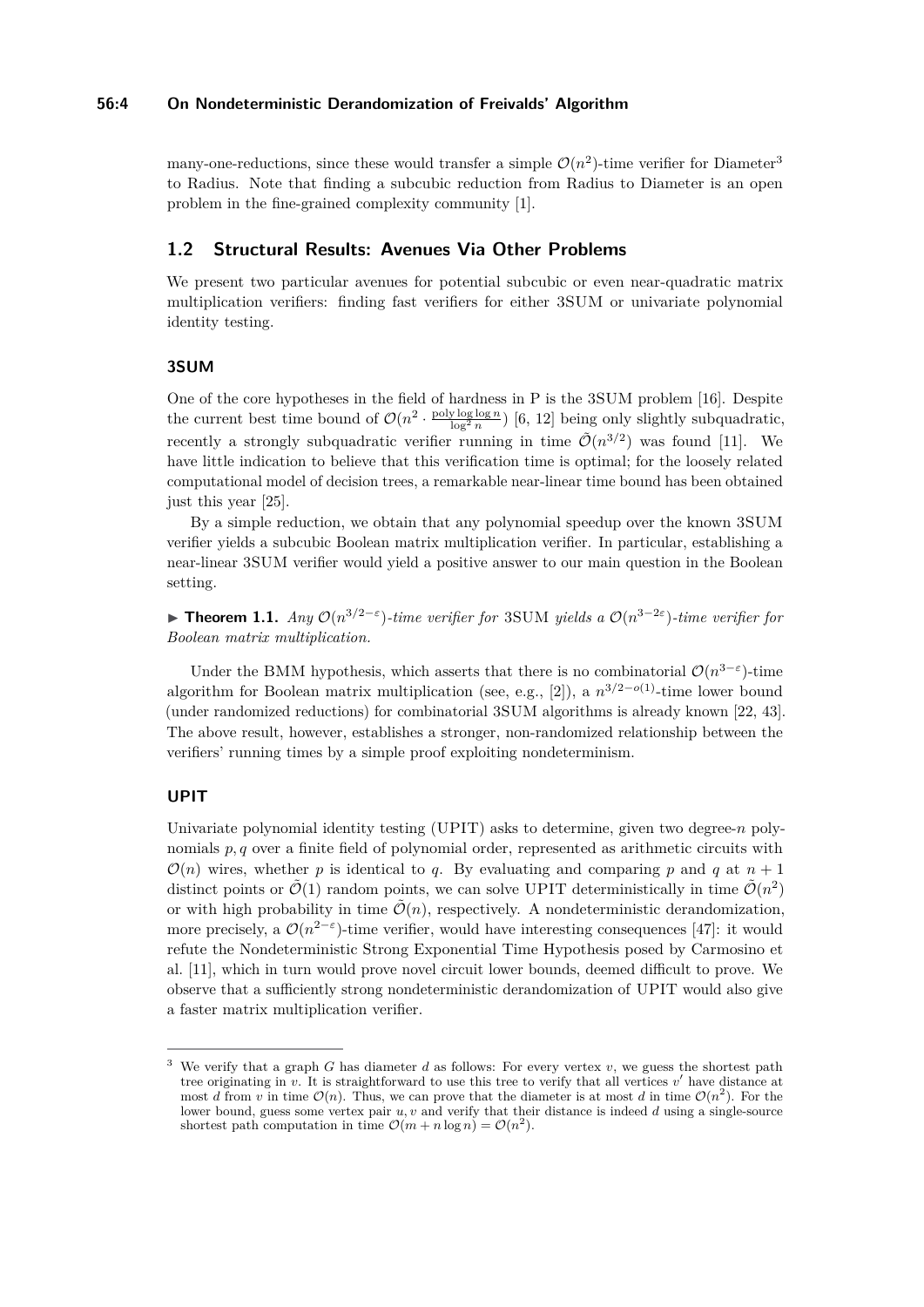many-one-reductions, since these would transfer a simple $\mathcal{O}(n^2)$-time verifier for Diameter[3] to Radius. Note that finding a subcubic reduction from Radius to Diameter is an open problem in the fine-grained complexity community [1].

## 1.2 Structural Results: Avenues Via Other Problems

We present two particular avenues for potential subcubic or even near-quadratic matrix multiplication verifiers: finding fast verifiers for either 3SUM or univariate polynomial identity testing.

### 3SUM

One of the core hypotheses in the field of hardness in P is the 3SUM problem [16]. Despite the current best time bound of $\mathcal{O}(n^2 \cdot \frac{\text{poly}\log\log n}{\log^2 n})$ [6, 12] being only slightly subquadratic, recently a strongly subquadratic verifier running in time $\tilde{\mathcal{O}}(n^{3/2})$ was found [11]. We have little indication to believe that this verification time is optimal; for the loosely related computational model of decision trees, a remarkable near-linear time bound has been obtained just this year [25].

By a simple reduction, we obtain that any polynomial speedup over the known 3SUM verifier yields a subcubic Boolean matrix multiplication verifier. In particular, establishing a near-linear 3SUM verifier would yield a positive answer to our main question in the Boolean setting.

▶ **Theorem 1.1.** *Any $\mathcal{O}(n^{3/2-\varepsilon})$-time verifier for* 3SUM *yields a $\mathcal{O}(n^{3-2\varepsilon})$-time verifier for Boolean matrix multiplication.*

Under the BMM hypothesis, which asserts that there is no combinatorial $\mathcal{O}(n^{3-\varepsilon})$-time algorithm for Boolean matrix multiplication (see, e.g., [2]), a $n^{3/2-o(1)}$-time lower bound (under randomized reductions) for combinatorial 3SUM algorithms is already known [22, 43]. The above result, however, establishes a stronger, non-randomized relationship between the verifiers' running times by a simple proof exploiting nondeterminism.

### UPIT

Univariate polynomial identity testing (UPIT) asks to determine, given two degree-$n$ polynomials $p, q$ over a finite field of polynomial order, represented as arithmetic circuits with $\mathcal{O}(n)$ wires, whether $p$ is identical to $q$. By evaluating and comparing $p$ and $q$ at $n+1$ distinct points or $\tilde{\mathcal{O}}(1)$ random points, we can solve UPIT deterministically in time $\tilde{\mathcal{O}}(n^2)$ or with high probability in time $\tilde{\mathcal{O}}(n)$, respectively. A nondeterministic derandomization, more precisely, a $\mathcal{O}(n^{2-\varepsilon})$-time verifier, would have interesting consequences [47]: it would refute the Nondeterministic Strong Exponential Time Hypothesis posed by Carmosino et al. [11], which in turn would prove novel circuit lower bounds, deemed difficult to prove. We observe that a sufficiently strong nondeterministic derandomization of UPIT would also give a faster matrix multiplication verifier.

---

[3] We verify that a graph $G$ has diameter $d$ as follows: For every vertex $v$, we guess the shortest path tree originating in $v$. It is straightforward to use this tree to verify that all vertices $v'$ have distance at most $d$ from $v$ in time $\mathcal{O}(n)$. Thus, we can prove that the diameter is at most $d$ in time $\mathcal{O}(n^2)$. For the lower bound, guess some vertex pair $u, v$ and verify that their distance is indeed $d$ using a single-source shortest path computation in time $\mathcal{O}(m + n\log n) = \mathcal{O}(n^2)$.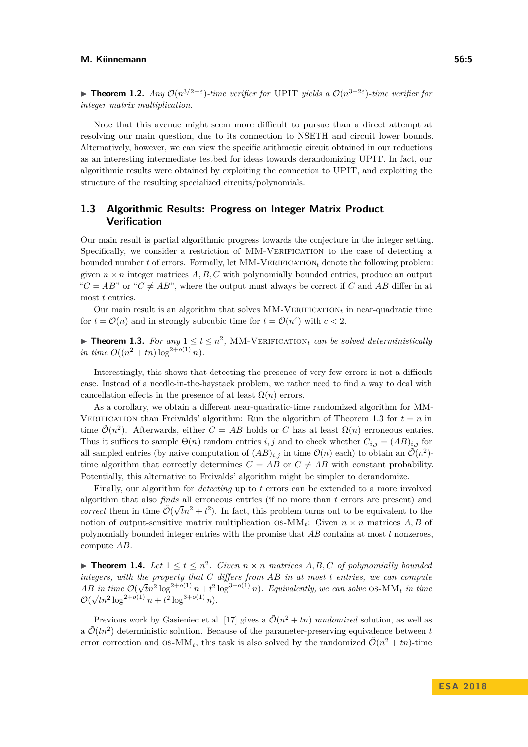▶ **Theorem 1.2.** *Any $\mathcal{O}(n^{3/2-\varepsilon})$-time verifier for* UPIT *yields a $\mathcal{O}(n^{3-2\varepsilon})$-time verifier for integer matrix multiplication.*

Note that this avenue might seem more difficult to pursue than a direct attempt at resolving our main question, due to its connection to NSETH and circuit lower bounds. Alternatively, however, we can view the specific arithmetic circuit obtained in our reductions as an interesting intermediate testbed for ideas towards derandomizing UPIT. In fact, our algorithmic results were obtained by exploiting the connection to UPIT, and exploiting the structure of the resulting specialized circuits/polynomials.

## 1.3 Algorithmic Results: Progress on Integer Matrix Product Verification

Our main result is partial algorithmic progress towards the conjecture in the integer setting. Specifically, we consider a restriction of MM-Verification to the case of detecting a bounded number $t$ of errors. Formally, let MM-Verification$_t$ denote the following problem: given $n \times n$ integer matrices $A, B, C$ with polynomially bounded entries, produce an output "$C = AB$" or "$C \neq AB$", where the output must always be correct if $C$ and $AB$ differ in at most $t$ entries.

Our main result is an algorithm that solves MM-Verification$_t$ in near-quadratic time for $t = \mathcal{O}(n)$ and in strongly subcubic time for $t = \mathcal{O}(n^c)$ with $c < 2$.

▶ **Theorem 1.3.** *For any $1 \leq t \leq n^2$, MM-Verification$_t$ can be solved deterministically in time $O((n^2 + tn)\log^{2+o(1)} n)$.*

Interestingly, this shows that detecting the presence of very few errors is not a difficult case. Instead of a needle-in-the-haystack problem, we rather need to find a way to deal with cancellation effects in the presence of at least $\Omega(n)$ errors.

As a corollary, we obtain a different near-quadratic-time randomized algorithm for MM-Verification than Freivalds' algorithm: Run the algorithm of Theorem 1.3 for $t = n$ in time $\tilde{\mathcal{O}}(n^2)$. Afterwards, either $C = AB$ holds or $C$ has at least $\Omega(n)$ erroneous entries. Thus it suffices to sample $\Theta(n)$ random entries $i, j$ and to check whether $C_{i,j} = (AB)_{i,j}$ for all sampled entries (by naive computation of $(AB)_{i,j}$ in time $\mathcal{O}(n)$ each) to obtain an $\tilde{\mathcal{O}}(n^2)$-time algorithm that correctly determines $C = AB$ or $C \neq AB$ with constant probability. Potentially, this alternative to Freivalds' algorithm might be simpler to derandomize.

Finally, our algorithm for *detecting* up to $t$ errors can be extended to a more involved algorithm that also *finds* all erroneous entries (if no more than $t$ errors are present) and *correct* them in time $\tilde{\mathcal{O}}(\sqrt{t}n^2 + t^2)$. In fact, this problem turns out to be equivalent to the notion of output-sensitive matrix multiplication os-MM$_t$: Given $n \times n$ matrices $A, B$ of polynomially bounded integer entries with the promise that $AB$ contains at most $t$ nonzeroes, compute $AB$.

▶ **Theorem 1.4.** *Let $1 \leq t \leq n^2$. Given $n \times n$ matrices $A, B, C$ of polynomially bounded integers, with the property that $C$ differs from $AB$ in at most $t$ entries, we can compute $AB$ in time $\mathcal{O}(\sqrt{t}n^2 \log^{2+o(1)} n + t^2 \log^{3+o(1)} n)$. Equivalently, we can solve* os-MM$_t$ *in time $\mathcal{O}(\sqrt{t}n^2 \log^{2+o(1)} n + t^2 \log^{3+o(1)} n)$.*

Previous work by Gasieniec et al. [17] gives a $\tilde{\mathcal{O}}(n^2 + tn)$ *randomized* solution, as well as a $\tilde{\mathcal{O}}(tn^2)$ deterministic solution. Because of the parameter-preserving equivalence between $t$ error correction and os-MM$_t$, this task is also solved by the randomized $\tilde{\mathcal{O}}(n^2 + tn)$-time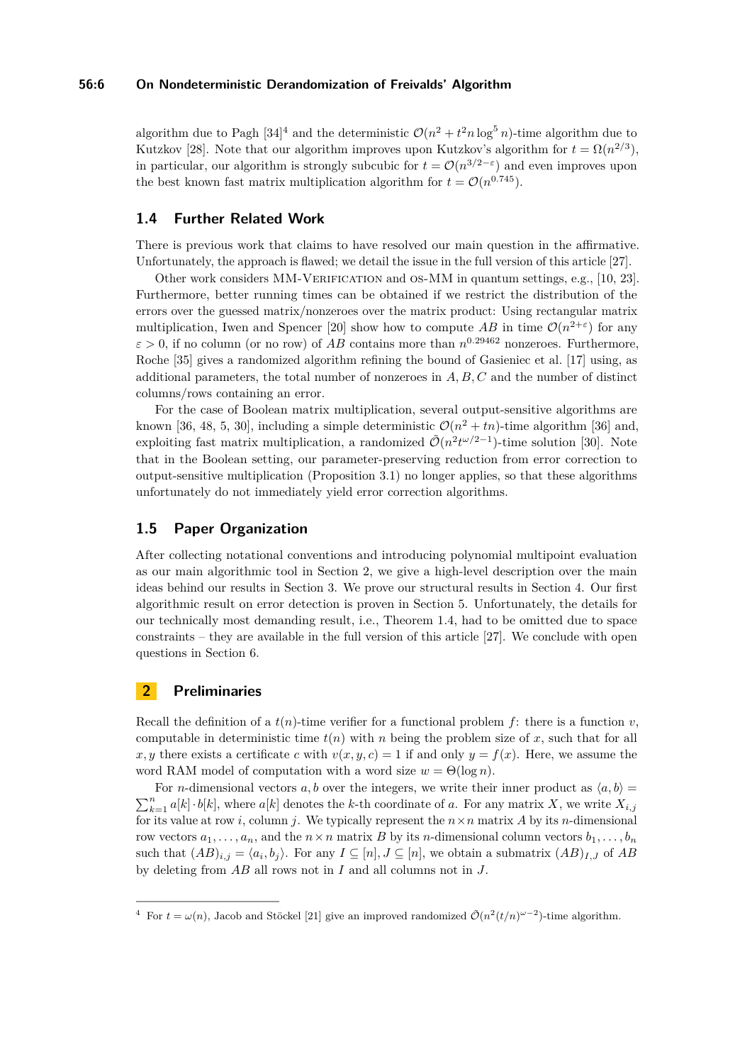algorithm due to Pagh [34][4] and the deterministic $\mathcal{O}(n^2 + t^2 n \log^5 n)$-time algorithm due to Kutzkov [28]. Note that our algorithm improves upon Kutzkov's algorithm for $t = \Omega(n^{2/3})$, in particular, our algorithm is strongly subcubic for $t = \mathcal{O}(n^{3/2-\varepsilon})$ and even improves upon the best known fast matrix multiplication algorithm for $t = \mathcal{O}(n^{0.745})$.

## 1.4 Further Related Work

There is previous work that claims to have resolved our main question in the affirmative. Unfortunately, the approach is flawed; we detail the issue in the full version of this article [27].

Other work considers MM-Verification and os-MM in quantum settings, e.g., [10, 23]. Furthermore, better running times can be obtained if we restrict the distribution of the errors over the guessed matrix/nonzeroes over the matrix product: Using rectangular matrix multiplication, Iwen and Spencer [20] show how to compute $AB$ in time $\mathcal{O}(n^{2+\varepsilon})$ for any $\varepsilon > 0$, if no column (or no row) of $AB$ contains more than $n^{0.29462}$ nonzeroes. Furthermore, Roche [35] gives a randomized algorithm refining the bound of Gasieniec et al. [17] using, as additional parameters, the total number of nonzeroes in $A, B, C$ and the number of distinct columns/rows containing an error.

For the case of Boolean matrix multiplication, several output-sensitive algorithms are known [36, 48, 5, 30], including a simple deterministic $\mathcal{O}(n^2 + tn)$-time algorithm [36] and, exploiting fast matrix multiplication, a randomized $\tilde{\mathcal{O}}(n^2 t^{\omega/2-1})$-time solution [30]. Note that in the Boolean setting, our parameter-preserving reduction from error correction to output-sensitive multiplication (Proposition 3.1) no longer applies, so that these algorithms unfortunately do not immediately yield error correction algorithms.

## 1.5 Paper Organization

After collecting notational conventions and introducing polynomial multipoint evaluation as our main algorithmic tool in Section 2, we give a high-level description over the main ideas behind our results in Section 3. We prove our structural results in Section 4. Our first algorithmic result on error detection is proven in Section 5. Unfortunately, the details for our technically most demanding result, i.e., Theorem 1.4, had to be omitted due to space constraints – they are available in the full version of this article [27]. We conclude with open questions in Section 6.

# 2 Preliminaries

Recall the definition of a $t(n)$-time verifier for a functional problem $f$: there is a function $v$, computable in deterministic time $t(n)$ with $n$ being the problem size of $x$, such that for all $x, y$ there exists a certificate $c$ with $v(x, y, c) = 1$ if and only if $y = f(x)$. Here, we assume the word RAM model of computation with a word size $w = \Theta(\log n)$.

For $n$-dimensional vectors $a, b$ over the integers, we write their inner product as $\langle a, b\rangle = \sum_{k=1}^{n} a[k] \cdot b[k]$, where $a[k]$ denotes the $k$-th coordinate of $a$. For any matrix $X$, we write $X_{i,j}$ for its value at row $i$, column $j$. We typically represent the $n \times n$ matrix $A$ by its $n$-dimensional row vectors $a_1, \ldots, a_n$, and the $n \times n$ matrix $B$ by its $n$-dimensional column vectors $b_1, \ldots, b_n$ such that $(AB)_{i,j} = \langle a_i, b_j\rangle$. For any $I \subseteq [n], J \subseteq [n]$, we obtain a submatrix $(AB)_{I,J}$ of $AB$ by deleting from $AB$ all rows not in $I$ and all columns not in $J$.

[4] For $t = \omega(n)$, Jacob and Stöckel [21] give an improved randomized $\tilde{\mathcal{O}}(n^2(t/n)^{\omega-2})$-time algorithm.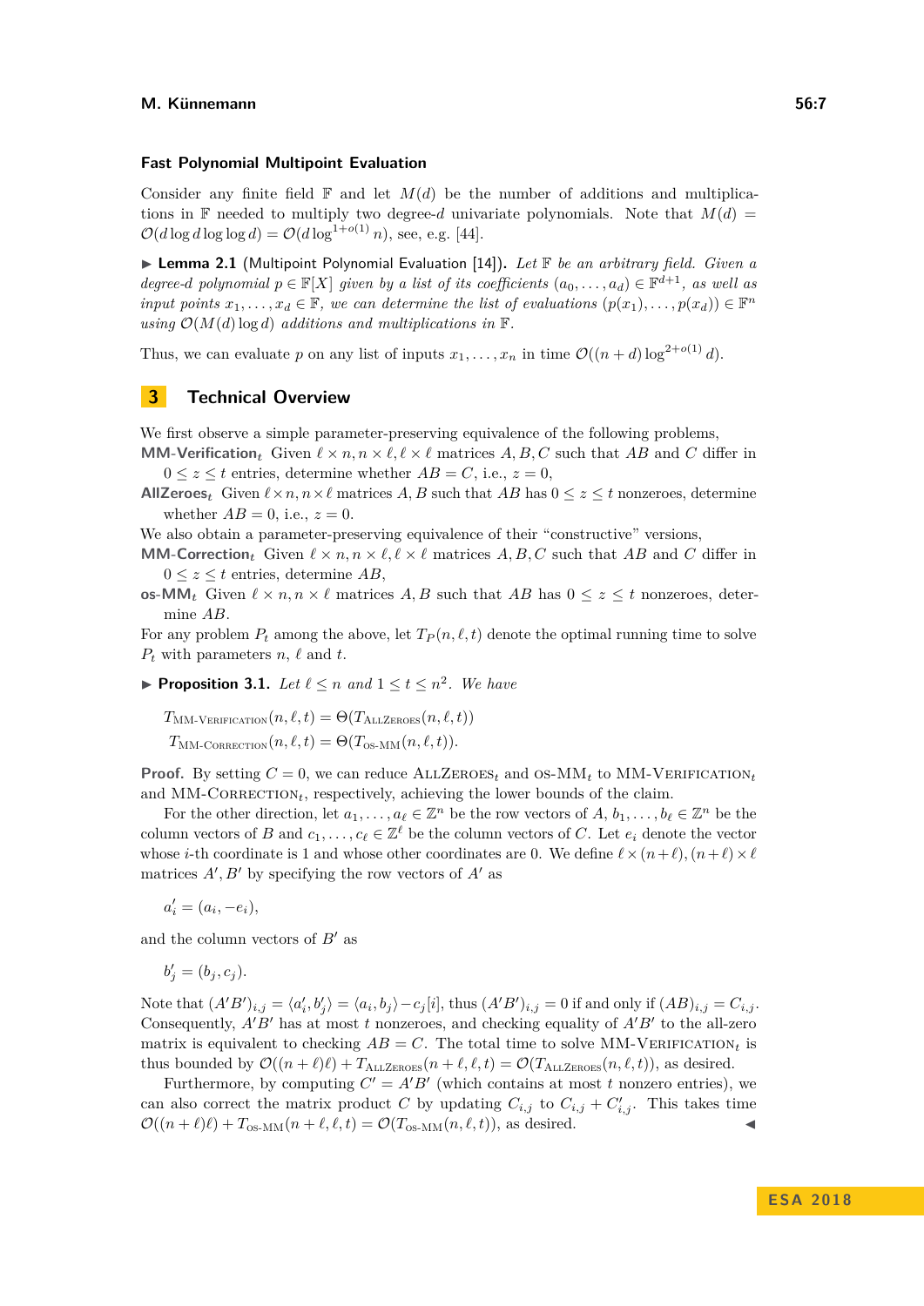### Fast Polynomial Multipoint Evaluation

Consider any finite field $\mathbb{F}$ and let $M(d)$ be the number of additions and multiplications in $\mathbb{F}$ needed to multiply two degree-$d$ univariate polynomials. Note that $M(d) = \mathcal{O}(d \log d \log\log d) = \mathcal{O}(d \log^{1+o(1)} n)$, see, e.g. [44].

▶ **Lemma 2.1** (Multipoint Polynomial Evaluation [14]). *Let $\mathbb{F}$ be an arbitrary field. Given a degree-$d$ polynomial $p \in \mathbb{F}[X]$ given by a list of its coefficients $(a_0, \dots, a_d) \in \mathbb{F}^{d+1}$, as well as input points $x_1, \dots, x_d \in \mathbb{F}$, we can determine the list of evaluations $(p(x_1), \dots, p(x_d)) \in \mathbb{F}^n$ using $\mathcal{O}(M(d) \log d)$ additions and multiplications in $\mathbb{F}$.*

Thus, we can evaluate $p$ on any list of inputs $x_1, \dots, x_n$ in time $\mathcal{O}((n+d) \log^{2+o(1)} d)$.

## 3 Technical Overview

We first observe a simple parameter-preserving equivalence of the following problems,

**MM-Verification$_t$** Given $\ell \times n, n \times \ell, \ell \times \ell$ matrices $A, B, C$ such that $AB$ and $C$ differ in $0 \le z \le t$ entries, determine whether $AB = C$, i.e., $z = 0$,

**AllZeroes$_t$** Given $\ell \times n, n \times \ell$ matrices $A, B$ such that $AB$ has $0 \le z \le t$ nonzeroes, determine whether $AB = 0$, i.e., $z = 0$.

We also obtain a parameter-preserving equivalence of their "constructive" versions,

**MM-Correction$_t$** Given $\ell \times n, n \times \ell, \ell \times \ell$ matrices $A, B, C$ such that $AB$ and $C$ differ in $0 \le z \le t$ entries, determine $AB$,

**os-MM$_t$** Given $\ell \times n, n \times \ell$ matrices $A, B$ such that $AB$ has $0 \le z \le t$ nonzeroes, determine $AB$.

For any problem $P_t$ among the above, let $T_P(n, \ell, t)$ denote the optimal running time to solve $P_t$ with parameters $n$, $\ell$ and $t$.

▶ **Proposition 3.1.** *Let $\ell \le n$ and $1 \le t \le n^2$. We have*

$$T_{\text{MM-Verification}}(n, \ell, t) = \Theta(T_{\text{AllZeroes}}(n, \ell, t))$$
$$T_{\text{MM-Correction}}(n, \ell, t) = \Theta(T_{\text{os-MM}}(n, \ell, t)).$$

**Proof.** By setting $C = 0$, we can reduce AllZeroes$_t$ and os-MM$_t$ to MM-Verification$_t$ and MM-Correction$_t$, respectively, achieving the lower bounds of the claim.

For the other direction, let $a_1, \dots, a_\ell \in \mathbb{Z}^n$ be the row vectors of $A$, $b_1, \dots, b_\ell \in \mathbb{Z}^n$ be the column vectors of $B$ and $c_1, \dots, c_\ell \in \mathbb{Z}^\ell$ be the column vectors of $C$. Let $e_i$ denote the vector whose $i$-th coordinate is 1 and whose other coordinates are 0. We define $\ell \times (n+\ell), (n+\ell) \times \ell$ matrices $A', B'$ by specifying the row vectors of $A'$ as

$$a'_i = (a_i, -e_i),$$

and the column vectors of $B'$ as

$$b'_j = (b_j, c_j).$$

Note that $(A'B')_{i,j} = \langle a'_i, b'_j \rangle = \langle a_i, b_j \rangle - c_j[i]$, thus $(A'B')_{i,j} = 0$ if and only if $(AB)_{i,j} = C_{i,j}$. Consequently, $A'B'$ has at most $t$ nonzeroes, and checking equality of $A'B'$ to the all-zero matrix is equivalent to checking $AB = C$. The total time to solve MM-Verification$_t$ is thus bounded by $\mathcal{O}((n+\ell)\ell) + T_{\text{AllZeroes}}(n+\ell, \ell, t) = \mathcal{O}(T_{\text{AllZeroes}}(n, \ell, t))$, as desired.

Furthermore, by computing $C' = A'B'$ (which contains at most $t$ nonzero entries), we can also correct the matrix product $C$ by updating $C_{i,j}$ to $C_{i,j} + C'_{i,j}$. This takes time $\mathcal{O}((n+\ell)\ell) + T_{\text{os-MM}}(n+\ell, \ell, t) = \mathcal{O}(T_{\text{os-MM}}(n, \ell, t))$, as desired. ◀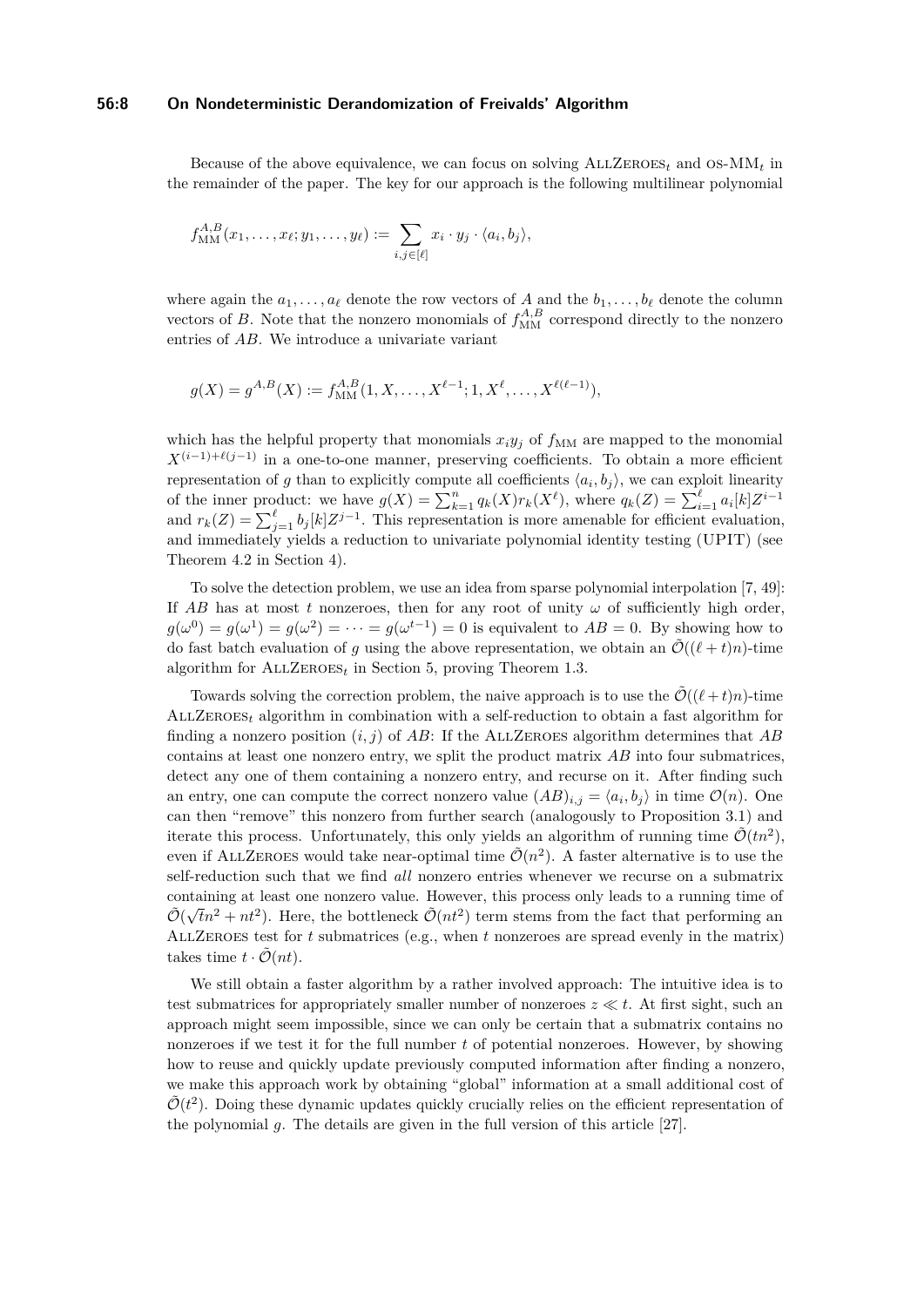Because of the above equivalence, we can focus on solving $\textsc{AllZeroes}_t$ and $\textsc{os-MM}_t$ in the remainder of the paper. The key for our approach is the following multilinear polynomial

$$f_{\mathrm{MM}}^{A,B}(x_1,\dots,x_\ell;y_1,\dots,y_\ell) := \sum_{i,j\in[\ell]} x_i \cdot y_j \cdot \langle a_i, b_j\rangle,$$

where again the $a_1,\dots,a_\ell$ denote the row vectors of $A$ and the $b_1,\dots,b_\ell$ denote the column vectors of $B$. Note that the nonzero monomials of $f_{\mathrm{MM}}^{A,B}$ correspond directly to the nonzero entries of $AB$. We introduce a univariate variant

$$g(X) = g^{A,B}(X) := f_{\mathrm{MM}}^{A,B}(1, X, \dots, X^{\ell-1}; 1, X^{\ell}, \dots, X^{\ell(\ell-1)}),$$

which has the helpful property that monomials $x_i y_j$ of $f_{\mathrm{MM}}$ are mapped to the monomial $X^{(i-1)+\ell(j-1)}$ in a one-to-one manner, preserving coefficients. To obtain a more efficient representation of $g$ than to explicitly compute all coefficients $\langle a_i, b_j\rangle$, we can exploit linearity of the inner product: we have $g(X) = \sum_{k=1}^{n} q_k(X) r_k(X^\ell)$, where $q_k(Z) = \sum_{i=1}^{\ell} a_i[k] Z^{i-1}$ and $r_k(Z) = \sum_{j=1}^{\ell} b_j[k] Z^{j-1}$. This representation is more amenable for efficient evaluation, and immediately yields a reduction to univariate polynomial identity testing (UPIT) (see Theorem 4.2 in Section 4).

To solve the detection problem, we use an idea from sparse polynomial interpolation [7, 49]: If $AB$ has at most $t$ nonzeroes, then for any root of unity $\omega$ of sufficiently high order, $g(\omega^0) = g(\omega^1) = g(\omega^2) = \cdots = g(\omega^{t-1}) = 0$ is equivalent to $AB = 0$. By showing how to do fast batch evaluation of $g$ using the above representation, we obtain an $\tilde{\mathcal{O}}((\ell+t)n)$-time algorithm for $\textsc{AllZeroes}_t$ in Section 5, proving Theorem 1.3.

Towards solving the correction problem, the naive approach is to use the $\tilde{\mathcal{O}}((\ell+t)n)$-time $\textsc{AllZeroes}_t$ algorithm in combination with a self-reduction to obtain a fast algorithm for finding a nonzero position $(i,j)$ of $AB$: If the $\textsc{AllZeroes}$ algorithm determines that $AB$ contains at least one nonzero entry, we split the product matrix $AB$ into four submatrices, detect any one of them containing a nonzero entry, and recurse on it. After finding such an entry, one can compute the correct nonzero value $(AB)_{i,j} = \langle a_i, b_j\rangle$ in time $\mathcal{O}(n)$. One can then "remove" this nonzero from further search (analogously to Proposition 3.1) and iterate this process. Unfortunately, this only yields an algorithm of running time $\tilde{\mathcal{O}}(tn^2)$, even if $\textsc{AllZeroes}$ would take near-optimal time $\tilde{\mathcal{O}}(n^2)$. A faster alternative is to use the self-reduction such that we find *all* nonzero entries whenever we recurse on a submatrix containing at least one nonzero value. However, this process only leads to a running time of $\tilde{\mathcal{O}}(\sqrt{t}n^2 + nt^2)$. Here, the bottleneck $\tilde{\mathcal{O}}(nt^2)$ term stems from the fact that performing an $\textsc{AllZeroes}$ test for $t$ submatrices (e.g., when $t$ nonzeroes are spread evenly in the matrix) takes time $t \cdot \tilde{\mathcal{O}}(nt)$.

We still obtain a faster algorithm by a rather involved approach: The intuitive idea is to test submatrices for appropriately smaller number of nonzeroes $z \ll t$. At first sight, such an approach might seem impossible, since we can only be certain that a submatrix contains no nonzeroes if we test it for the full number $t$ of potential nonzeroes. However, by showing how to reuse and quickly update previously computed information after finding a nonzero, we make this approach work by obtaining "global" information at a small additional cost of $\tilde{\mathcal{O}}(t^2)$. Doing these dynamic updates quickly crucially relies on the efficient representation of the polynomial $g$. The details are given in the full version of this article [27].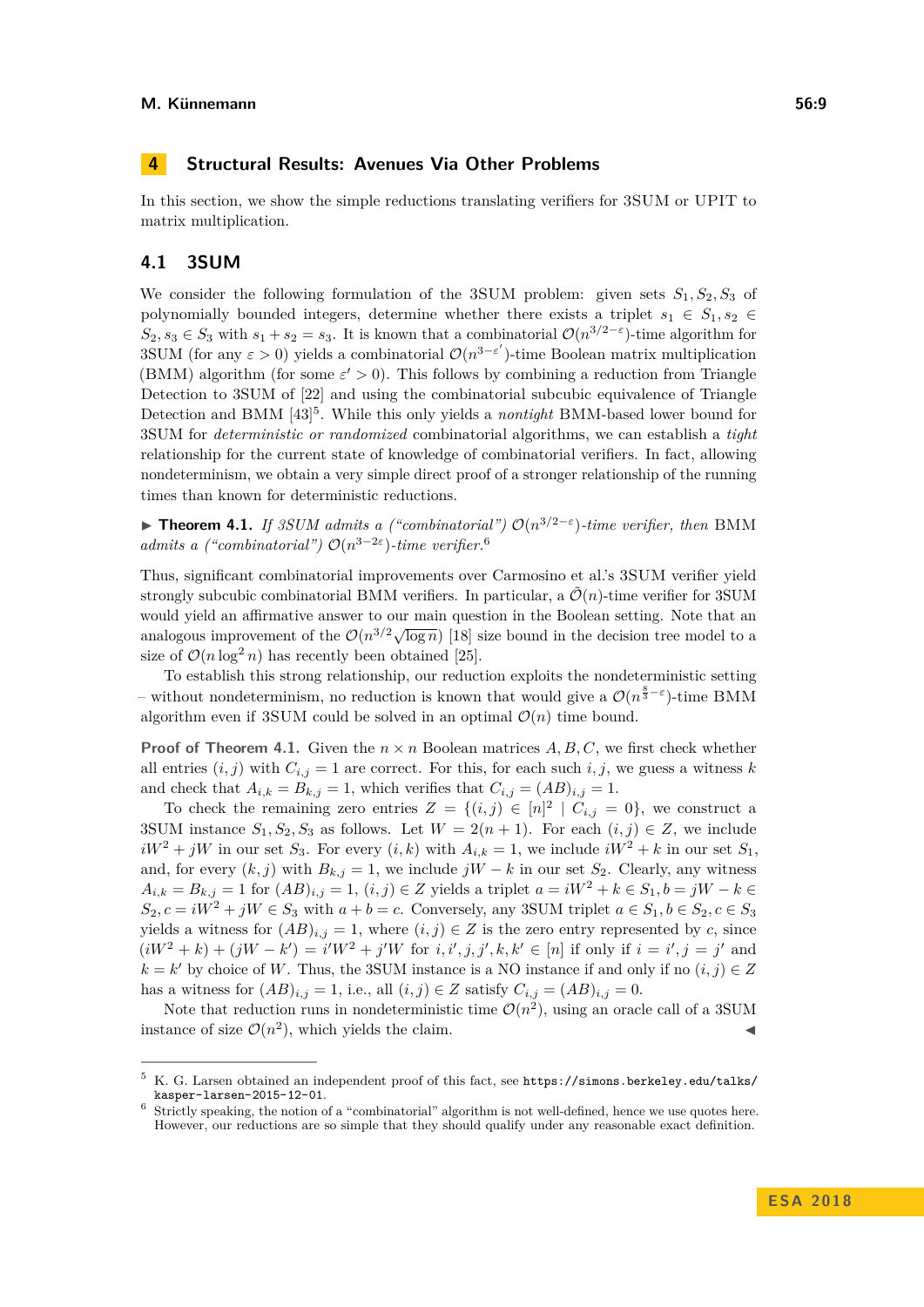## 4 Structural Results: Avenues Via Other Problems

In this section, we show the simple reductions translating verifiers for 3SUM or UPIT to matrix multiplication.

### 4.1 3SUM

We consider the following formulation of the 3SUM problem: given sets $S_1, S_2, S_3$ of polynomially bounded integers, determine whether there exists a triplet $s_1 \in S_1, s_2 \in S_2, s_3 \in S_3$ with $s_1 + s_2 = s_3$. It is known that a combinatorial $\mathcal{O}(n^{3/2-\varepsilon})$-time algorithm for 3SUM (for any $\varepsilon > 0$) yields a combinatorial $\mathcal{O}(n^{3-\varepsilon'})$-time Boolean matrix multiplication (BMM) algorithm (for some $\varepsilon' > 0$). This follows by combining a reduction from Triangle Detection to 3SUM of [22] and using the combinatorial subcubic equivalence of Triangle Detection and BMM [43][5]. While this only yields a *nontight* BMM-based lower bound for 3SUM for *deterministic or randomized* combinatorial algorithms, we can establish a *tight* relationship for the current state of knowledge of combinatorial verifiers. In fact, allowing nondeterminism, we obtain a very simple direct proof of a stronger relationship of the running times than known for deterministic reductions.

▶ **Theorem 4.1.** *If 3SUM admits a ("combinatorial")* $\mathcal{O}(n^{3/2-\varepsilon})$*-time verifier, then* BMM *admits a ("combinatorial")* $\mathcal{O}(n^{3-2\varepsilon})$*-time verifier.*[6]

Thus, significant combinatorial improvements over Carmosino et al.'s 3SUM verifier yield strongly subcubic combinatorial BMM verifiers. In particular, a $\tilde{\mathcal{O}}(n)$-time verifier for 3SUM would yield an affirmative answer to our main question in the Boolean setting. Note that an analogous improvement of the $\mathcal{O}(n^{3/2}\sqrt{\log n})$ [18] size bound in the decision tree model to a size of $\mathcal{O}(n \log^2 n)$ has recently been obtained [25].

To establish this strong relationship, our reduction exploits the nondeterministic setting – without nondeterminism, no reduction is known that would give a $\mathcal{O}(n^{\frac{8}{3}-\varepsilon})$-time BMM algorithm even if 3SUM could be solved in an optimal $\mathcal{O}(n)$ time bound.

**Proof of Theorem 4.1.** Given the $n \times n$ Boolean matrices $A, B, C$, we first check whether all entries $(i, j)$ with $C_{i,j} = 1$ are correct. For this, for each such $i, j$, we guess a witness $k$ and check that $A_{i,k} = B_{k,j} = 1$, which verifies that $C_{i,j} = (AB)_{i,j} = 1$.

To check the remaining zero entries $Z = \{(i, j) \in [n]^2 \mid C_{i,j} = 0\}$, we construct a 3SUM instance $S_1, S_2, S_3$ as follows. Let $W = 2(n + 1)$. For each $(i, j) \in Z$, we include $iW^2 + jW$ in our set $S_3$. For every $(i, k)$ with $A_{i,k} = 1$, we include $iW^2 + k$ in our set $S_1$, and, for every $(k, j)$ with $B_{k,j} = 1$, we include $jW - k$ in our set $S_2$. Clearly, any witness $A_{i,k} = B_{k,j} = 1$ for $(AB)_{i,j} = 1$, $(i, j) \in Z$ yields a triplet $a = iW^2 + k \in S_1, b = jW - k \in S_2, c = iW^2 + jW \in S_3$ with $a + b = c$. Conversely, any 3SUM triplet $a \in S_1, b \in S_2, c \in S_3$ yields a witness for $(AB)_{i,j} = 1$, where $(i, j) \in Z$ is the zero entry represented by $c$, since $(iW^2 + k) + (jW - k') = i'W^2 + j'W$ for $i, i', j, j', k, k' \in [n]$ if only if $i = i', j = j'$ and $k = k'$ by choice of $W$. Thus, the 3SUM instance is a NO instance if and only if no $(i, j) \in Z$ has a witness for $(AB)_{i,j} = 1$, i.e., all $(i, j) \in Z$ satisfy $C_{i,j} = (AB)_{i,j} = 0$.

Note that reduction runs in nondeterministic time $\mathcal{O}(n^2)$, using an oracle call of a 3SUM instance of size $\mathcal{O}(n^2)$, which yields the claim. ◀

---

[5] K. G. Larsen obtained an independent proof of this fact, see `https://simons.berkeley.edu/talks/kasper-larsen-2015-12-01`.

[6] Strictly speaking, the notion of a "combinatorial" algorithm is not well-defined, hence we use quotes here. However, our reductions are so simple that they should qualify under any reasonable exact definition.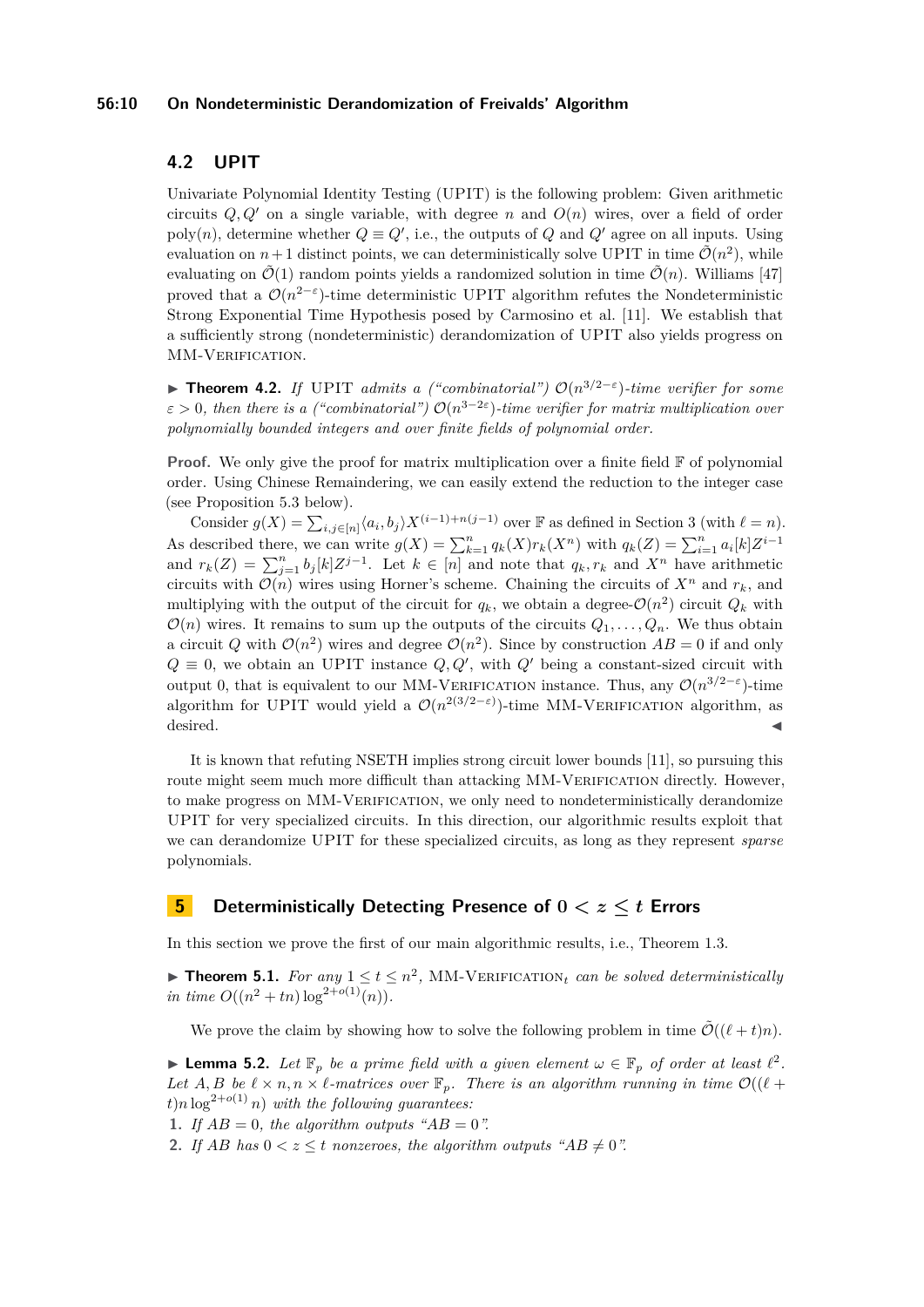## 4.2 UPIT

Univariate Polynomial Identity Testing (UPIT) is the following problem: Given arithmetic circuits $Q, Q'$ on a single variable, with degree $n$ and $O(n)$ wires, over a field of order $\mathrm{poly}(n)$, determine whether $Q \equiv Q'$, i.e., the outputs of $Q$ and $Q'$ agree on all inputs. Using evaluation on $n+1$ distinct points, we can deterministically solve UPIT in time $\tilde{\mathcal{O}}(n^2)$, while evaluating on $\tilde{\mathcal{O}}(1)$ random points yields a randomized solution in time $\tilde{\mathcal{O}}(n)$. Williams [47] proved that a $\mathcal{O}(n^{2-\varepsilon})$-time deterministic UPIT algorithm refutes the Nondeterministic Strong Exponential Time Hypothesis posed by Carmosino et al. [11]. We establish that a sufficiently strong (nondeterministic) derandomization of UPIT also yields progress on MM-Verification.

▶ **Theorem 4.2.** *If* UPIT *admits a ("combinatorial") $\mathcal{O}(n^{3/2-\varepsilon})$-time verifier for some $\varepsilon > 0$, then there is a ("combinatorial") $\mathcal{O}(n^{3-2\varepsilon})$-time verifier for matrix multiplication over polynomially bounded integers and over finite fields of polynomial order.*

**Proof.** We only give the proof for matrix multiplication over a finite field $\mathbb{F}$ of polynomial order. Using Chinese Remaindering, we can easily extend the reduction to the integer case (see Proposition 5.3 below).

Consider $g(X) = \sum_{i,j\in[n]} \langle a_i, b_j \rangle X^{(i-1)+n(j-1)}$ over $\mathbb{F}$ as defined in Section 3 (with $\ell = n$). As described there, we can write $g(X) = \sum_{k=1}^{n} q_k(X) r_k(X^n)$ with $q_k(Z) = \sum_{i=1}^{n} a_i[k] Z^{i-1}$ and $r_k(Z) = \sum_{j=1}^{n} b_j[k] Z^{j-1}$. Let $k \in [n]$ and note that $q_k, r_k$ and $X^n$ have arithmetic circuits with $\mathcal{O}(n)$ wires using Horner's scheme. Chaining the circuits of $X^n$ and $r_k$, and multiplying with the output of the circuit for $q_k$, we obtain a degree-$\mathcal{O}(n^2)$ circuit $Q_k$ with $\mathcal{O}(n)$ wires. It remains to sum up the outputs of the circuits $Q_1, \ldots, Q_n$. We thus obtain a circuit $Q$ with $\mathcal{O}(n^2)$ wires and degree $\mathcal{O}(n^2)$. Since by construction $AB = 0$ if and only $Q \equiv 0$, we obtain an UPIT instance $Q, Q'$, with $Q'$ being a constant-sized circuit with output 0, that is equivalent to our MM-Verification instance. Thus, any $\mathcal{O}(n^{3/2-\varepsilon})$-time algorithm for UPIT would yield a $\mathcal{O}(n^{2(3/2-\varepsilon)})$-time MM-Verification algorithm, as desired. ◀

It is known that refuting NSETH implies strong circuit lower bounds [11], so pursuing this route might seem much more difficult than attacking MM-Verification directly. However, to make progress on MM-Verification, we only need to nondeterministically derandomize UPIT for very specialized circuits. In this direction, our algorithmic results exploit that we can derandomize UPIT for these specialized circuits, as long as they represent *sparse* polynomials.

# 5 Deterministically Detecting Presence of $0 < z \leq t$ Errors

In this section we prove the first of our main algorithmic results, i.e., Theorem 1.3.

▶ **Theorem 5.1.** *For any $1 \leq t \leq n^2$,* MM-Verification$_t$ *can be solved deterministically in time $O((n^2 + tn)\log^{2+o(1)}(n))$.*

We prove the claim by showing how to solve the following problem in time $\tilde{\mathcal{O}}((\ell + t)n)$.

▶ **Lemma 5.2.** *Let $\mathbb{F}_p$ be a prime field with a given element $\omega \in \mathbb{F}_p$ of order at least $\ell^2$. Let $A, B$ be $\ell \times n, n \times \ell$-matrices over $\mathbb{F}_p$. There is an algorithm running in time $\mathcal{O}((\ell + t)n \log^{2+o(1)} n)$ with the following guarantees:*

1. *If $AB = 0$, the algorithm outputs "$AB = 0$".*
2. *If $AB$ has $0 < z \leq t$ nonzeroes, the algorithm outputs "$AB \neq 0$".*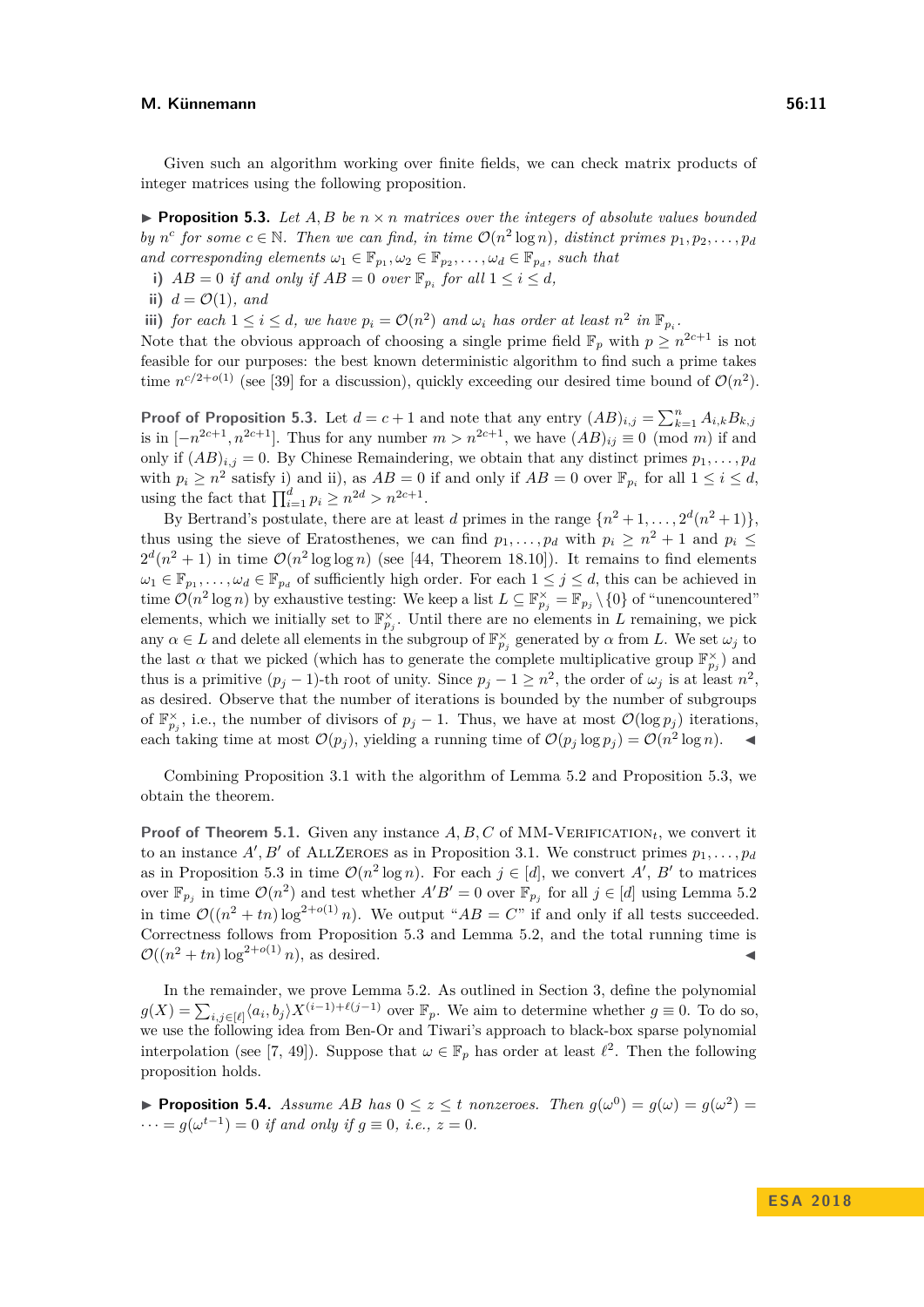Given such an algorithm working over finite fields, we can check matrix products of integer matrices using the following proposition.

▶ **Proposition 5.3.** *Let $A, B$ be $n \times n$ matrices over the integers of absolute values bounded by $n^c$ for some $c \in \mathbb{N}$. Then we can find, in time $\mathcal{O}(n^2 \log n)$, distinct primes $p_1, p_2, \ldots, p_d$ and corresponding elements $\omega_1 \in \mathbb{F}_{p_1}, \omega_2 \in \mathbb{F}_{p_2}, \ldots, \omega_d \in \mathbb{F}_{p_d}$, such that*

**i)** *$AB = 0$ if and only if $AB = 0$ over $\mathbb{F}_{p_i}$ for all $1 \le i \le d$,*

**ii)** *$d = \mathcal{O}(1)$, and*

**iii)** *for each $1 \le i \le d$, we have $p_i = \mathcal{O}(n^2)$ and $\omega_i$ has order at least $n^2$ in $\mathbb{F}_{p_i}$.*

Note that the obvious approach of choosing a single prime field $\mathbb{F}_p$ with $p \ge n^{2c+1}$ is not feasible for our purposes: the best known deterministic algorithm to find such a prime takes time $n^{c/2+o(1)}$ (see [39] for a discussion), quickly exceeding our desired time bound of $\mathcal{O}(n^2)$.

**Proof of Proposition 5.3.** Let $d = c + 1$ and note that any entry $(AB)_{i,j} = \sum_{k=1}^{n} A_{i,k} B_{k,j}$ is in $[-n^{2c+1}, n^{2c+1}]$. Thus for any number $m > n^{2c+1}$, we have $(AB)_{ij} \equiv 0 \pmod m$ if and only if $(AB)_{i,j} = 0$. By Chinese Remaindering, we obtain that any distinct primes $p_1, \ldots, p_d$ with $p_i \ge n^2$ satisfy i) and ii), as $AB = 0$ if and only if $AB = 0$ over $\mathbb{F}_{p_i}$ for all $1 \le i \le d$, using the fact that $\prod_{i=1}^{d} p_i \ge n^{2d} > n^{2c+1}$.

By Bertrand's postulate, there are at least $d$ primes in the range $\{n^2+1, \ldots, 2^d(n^2+1)\}$, thus using the sieve of Eratosthenes, we can find $p_1, \ldots, p_d$ with $p_i \ge n^2 + 1$ and $p_i \le 2^d(n^2+1)$ in time $\mathcal{O}(n^2 \log \log n)$ (see [44, Theorem 18.10]). It remains to find elements $\omega_1 \in \mathbb{F}_{p_1}, \ldots, \omega_d \in \mathbb{F}_{p_d}$ of sufficiently high order. For each $1 \le j \le d$, this can be achieved in time $\mathcal{O}(n^2 \log n)$ by exhaustive testing: We keep a list $L \subseteq \mathbb{F}_{p_j}^\times = \mathbb{F}_{p_j} \setminus \{0\}$ of "unencountered" elements, which we initially set to $\mathbb{F}_{p_j}^\times$. Until there are no elements in $L$ remaining, we pick any $\alpha \in L$ and delete all elements in the subgroup of $\mathbb{F}_{p_j}^\times$ generated by $\alpha$ from $L$. We set $\omega_j$ to the last $\alpha$ that we picked (which has to generate the complete multiplicative group $\mathbb{F}_{p_j}^\times$) and thus is a primitive $(p_j - 1)$-th root of unity. Since $p_j - 1 \ge n^2$, the order of $\omega_j$ is at least $n^2$, as desired. Observe that the number of iterations is bounded by the number of subgroups of $\mathbb{F}_{p_j}^\times$, i.e., the number of divisors of $p_j - 1$. Thus, we have at most $\mathcal{O}(\log p_j)$ iterations, each taking time at most $\mathcal{O}(p_j)$, yielding a running time of $\mathcal{O}(p_j \log p_j) = \mathcal{O}(n^2 \log n)$. ◀

Combining Proposition 3.1 with the algorithm of Lemma 5.2 and Proposition 5.3, we obtain the theorem.

**Proof of Theorem 5.1.** Given any instance $A, B, C$ of MM-Verification$_t$, we convert it to an instance $A', B'$ of AllZeroes as in Proposition 3.1. We construct primes $p_1, \ldots, p_d$ as in Proposition 5.3 in time $\mathcal{O}(n^2 \log n)$. For each $j \in [d]$, we convert $A'$, $B'$ to matrices over $\mathbb{F}_{p_j}$ in time $\mathcal{O}(n^2)$ and test whether $A'B' = 0$ over $\mathbb{F}_{p_j}$ for all $j \in [d]$ using Lemma 5.2 in time $\mathcal{O}((n^2 + tn) \log^{2+o(1)} n)$. We output "$AB = C$" if and only if all tests succeeded. Correctness follows from Proposition 5.3 and Lemma 5.2, and the total running time is $\mathcal{O}((n^2 + tn) \log^{2+o(1)} n)$, as desired. ◀

In the remainder, we prove Lemma 5.2. As outlined in Section 3, define the polynomial $g(X) = \sum_{i,j \in [\ell]} \langle a_i, b_j \rangle X^{(i-1)+\ell(j-1)}$ over $\mathbb{F}_p$. We aim to determine whether $g \equiv 0$. To do so, we use the following idea from Ben-Or and Tiwari's approach to black-box sparse polynomial interpolation (see [7, 49]). Suppose that $\omega \in \mathbb{F}_p$ has order at least $\ell^2$. Then the following proposition holds.

▶ **Proposition 5.4.** *Assume $AB$ has $0 \le z \le t$ nonzeroes. Then $g(\omega^0) = g(\omega) = g(\omega^2) = \cdots = g(\omega^{t-1}) = 0$ if and only if $g \equiv 0$, i.e., $z = 0$.*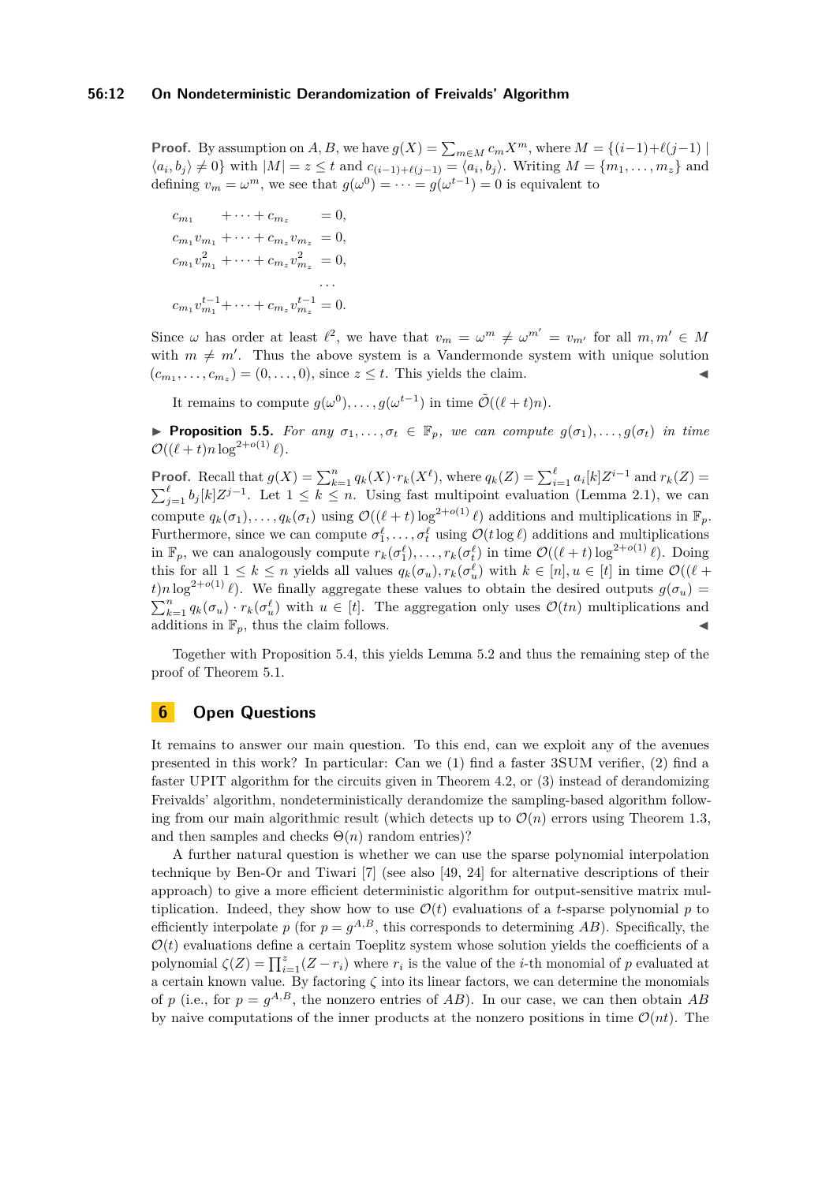**Proof.** By assumption on $A, B$, we have $g(X) = \sum_{m \in M} c_m X^m$, where $M = \{(i-1)+\ell(j-1) \mid \langle a_i, b_j \rangle \neq 0\}$ with $|M| = z \leq t$ and $c_{(i-1)+\ell(j-1)} = \langle a_i, b_j \rangle$. Writing $M = \{m_1, \ldots, m_z\}$ and defining $v_m = \omega^m$, we see that $g(\omega^0) = \cdots = g(\omega^{t-1}) = 0$ is equivalent to

$$
\begin{aligned}
c_{m_1} \quad + \cdots + c_{m_z} \quad &= 0, \\
c_{m_1} v_{m_1} + \cdots + c_{m_z} v_{m_z} &= 0, \\
c_{m_1} v_{m_1}^2 + \cdots + c_{m_z} v_{m_z}^2 &= 0, \\
&\cdots \\
c_{m_1} v_{m_1}^{t-1} + \cdots + c_{m_z} v_{m_z}^{t-1} &= 0.
\end{aligned}
$$

Since $\omega$ has order at least $\ell^2$, we have that $v_m = \omega^m \neq \omega^{m'} = v_{m'}$ for all $m, m' \in M$ with $m \neq m'$. Thus the above system is a Vandermonde system with unique solution $(c_{m_1}, \ldots, c_{m_z}) = (0, \ldots, 0)$, since $z \leq t$. This yields the claim. ◀

It remains to compute $g(\omega^0), \ldots, g(\omega^{t-1})$ in time $\tilde{\mathcal{O}}((\ell + t)n)$.

▶ **Proposition 5.5.** *For any $\sigma_1, \ldots, \sigma_t \in \mathbb{F}_p$, we can compute $g(\sigma_1), \ldots, g(\sigma_t)$ in time $\mathcal{O}((\ell + t)n \log^{2+o(1)} \ell)$.*

**Proof.** Recall that $g(X) = \sum_{k=1}^{n} q_k(X) \cdot r_k(X^\ell)$, where $q_k(Z) = \sum_{i=1}^{\ell} a_i[k] Z^{i-1}$ and $r_k(Z) = \sum_{j=1}^{\ell} b_j[k] Z^{j-1}$. Let $1 \leq k \leq n$. Using fast multipoint evaluation (Lemma 2.1), we can compute $q_k(\sigma_1), \ldots, q_k(\sigma_t)$ using $\mathcal{O}((\ell + t) \log^{2+o(1)} \ell)$ additions and multiplications in $\mathbb{F}_p$. Furthermore, since we can compute $\sigma_1^\ell, \ldots, \sigma_t^\ell$ using $\mathcal{O}(t \log \ell)$ additions and multiplications in $\mathbb{F}_p$, we can analogously compute $r_k(\sigma_1^\ell), \ldots, r_k(\sigma_{m_z}^\ell)$ in time $\mathcal{O}((\ell + t) \log^{2+o(1)} \ell)$. Doing this for all $1 \leq k \leq n$ yields all values $q_k(\sigma_u), r_k(\sigma_u^\ell)$ with $k \in [n], u \in [t]$ in time $\mathcal{O}((\ell + t)n \log^{2+o(1)} \ell)$. We finally aggregate these values to obtain the desired outputs $g(\sigma_u) = \sum_{k=1}^{n} q_k(\sigma_u) \cdot r_k(\sigma_u^\ell)$ with $u \in [t]$. The aggregation only uses $\mathcal{O}(tn)$ multiplications and additions in $\mathbb{F}_p$, thus the claim follows. ◀

Together with Proposition 5.4, this yields Lemma 5.2 and thus the remaining step of the proof of Theorem 5.1.

## 6 Open Questions

It remains to answer our main question. To this end, can we exploit any of the avenues presented in this work? In particular: Can we (1) find a faster 3SUM verifier, (2) find a faster UPIT algorithm for the circuits given in Theorem 4.2, or (3) instead of derandomizing Freivalds' algorithm, nondeterministically derandomize the sampling-based algorithm following from our main algorithmic result (which detects up to $\mathcal{O}(n)$ errors using Theorem 1.3, and then samples and checks $\Theta(n)$ random entries)?

A further natural question is whether we can use the sparse polynomial interpolation technique by Ben-Or and Tiwari [7] (see also [49, 24] for alternative descriptions of their approach) to give a more efficient deterministic algorithm for output-sensitive matrix multiplication. Indeed, they show how to use $\mathcal{O}(t)$ evaluations of a $t$-sparse polynomial $p$ to efficiently interpolate $p$ (for $p = g^{A,B}$, this corresponds to determining $AB$). Specifically, the $\mathcal{O}(t)$ evaluations define a certain Toeplitz system whose solution yields the coefficients of a polynomial $\zeta(Z) = \prod_{i=1}^{z}(Z - r_i)$ where $r_i$ is the value of the $i$-th monomial of $p$ evaluated at a certain known value. By factoring $\zeta$ into its linear factors, we can determine the monomials of $p$ (i.e., for $p = g^{A,B}$, the nonzero entries of $AB$). In our case, we can then obtain $AB$ by naive computations of the inner products at the nonzero positions in time $\mathcal{O}(nt)$. The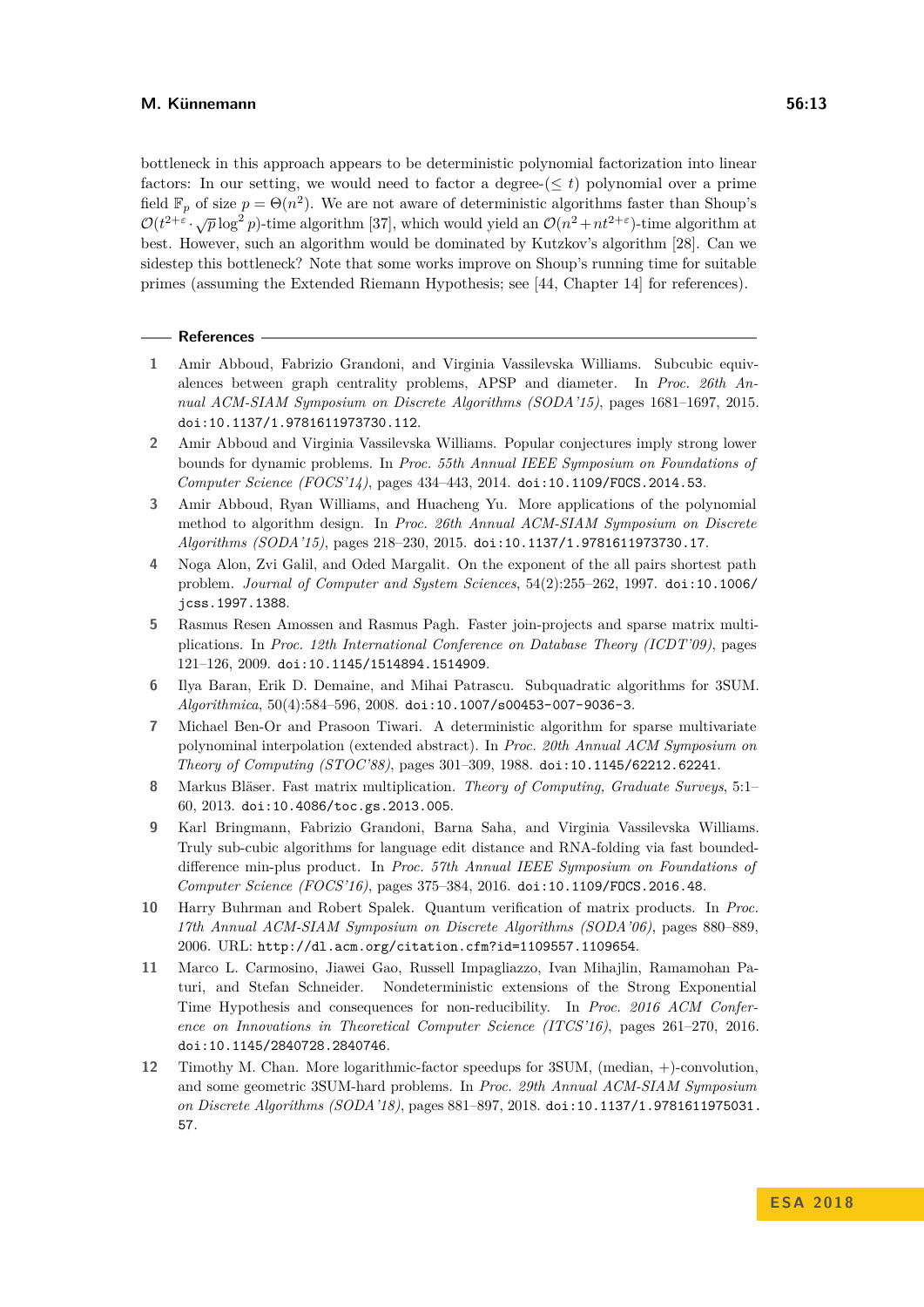bottleneck in this approach appears to be deterministic polynomial factorization into linear factors: In our setting, we would need to factor a degree-($\leq t$) polynomial over a prime field $\mathbb{F}_p$ of size $p = \Theta(n^2)$. We are not aware of deterministic algorithms faster than Shoup's $\mathcal{O}(t^{2+\varepsilon} \cdot \sqrt{p} \log^2 p)$-time algorithm [37], which would yield an $\mathcal{O}(n^2 + nt^{2+\varepsilon})$-time algorithm at best. However, such an algorithm would be dominated by Kutzkov's algorithm [28]. Can we sidestep this bottleneck? Note that some works improve on Shoup's running time for suitable primes (assuming the Extended Riemann Hypothesis; see [44, Chapter 14] for references).

## References

1. Amir Abboud, Fabrizio Grandoni, and Virginia Vassilevska Williams. Subcubic equivalences between graph centrality problems, APSP and diameter. In *Proc. 26th Annual ACM-SIAM Symposium on Discrete Algorithms (SODA'15)*, pages 1681–1697, 2015. doi:10.1137/1.9781611973730.112.
2. Amir Abboud and Virginia Vassilevska Williams. Popular conjectures imply strong lower bounds for dynamic problems. In *Proc. 55th Annual IEEE Symposium on Foundations of Computer Science (FOCS'14)*, pages 434–443, 2014. doi:10.1109/FOCS.2014.53.
3. Amir Abboud, Ryan Williams, and Huacheng Yu. More applications of the polynomial method to algorithm design. In *Proc. 26th Annual ACM-SIAM Symposium on Discrete Algorithms (SODA'15)*, pages 218–230, 2015. doi:10.1137/1.9781611973730.17.
4. Noga Alon, Zvi Galil, and Oded Margalit. On the exponent of the all pairs shortest path problem. *Journal of Computer and System Sciences*, 54(2):255–262, 1997. doi:10.1006/jcss.1997.1388.
5. Rasmus Resen Amossen and Rasmus Pagh. Faster join-projects and sparse matrix multiplications. In *Proc. 12th International Conference on Database Theory (ICDT'09)*, pages 121–126, 2009. doi:10.1145/1514894.1514909.
6. Ilya Baran, Erik D. Demaine, and Mihai Patrascu. Subquadratic algorithms for 3SUM. *Algorithmica*, 50(4):584–596, 2008. doi:10.1007/s00453-007-9036-3.
7. Michael Ben-Or and Prasoon Tiwari. A deterministic algorithm for sparse multivariate polynominal interpolation (extended abstract). In *Proc. 20th Annual ACM Symposium on Theory of Computing (STOC'88)*, pages 301–309, 1988. doi:10.1145/62212.62241.
8. Markus Bläser. Fast matrix multiplication. *Theory of Computing, Graduate Surveys*, 5:1–60, 2013. doi:10.4086/toc.gs.2013.005.
9. Karl Bringmann, Fabrizio Grandoni, Barna Saha, and Virginia Vassilevska Williams. Truly sub-cubic algorithms for language edit distance and RNA-folding via fast bounded-difference min-plus product. In *Proc. 57th Annual IEEE Symposium on Foundations of Computer Science (FOCS'16)*, pages 375–384, 2016. doi:10.1109/FOCS.2016.48.
10. Harry Buhrman and Robert Spalek. Quantum verification of matrix products. In *Proc. 17th Annual ACM-SIAM Symposium on Discrete Algorithms (SODA'06)*, pages 880–889, 2006. URL: http://dl.acm.org/citation.cfm?id=1109557.1109654.
11. Marco L. Carmosino, Jiawei Gao, Russell Impagliazzo, Ivan Mihajlin, Ramamohan Paturi, and Stefan Schneider. Nondeterministic extensions of the Strong Exponential Time Hypothesis and consequences for non-reducibility. In *Proc. 2016 ACM Conference on Innovations in Theoretical Computer Science (ITCS'16)*, pages 261–270, 2016. doi:10.1145/2840728.2840746.
12. Timothy M. Chan. More logarithmic-factor speedups for 3SUM, (median, +)-convolution, and some geometric 3SUM-hard problems. In *Proc. 29th Annual ACM-SIAM Symposium on Discrete Algorithms (SODA'18)*, pages 881–897, 2018. doi:10.1137/1.9781611975031.57.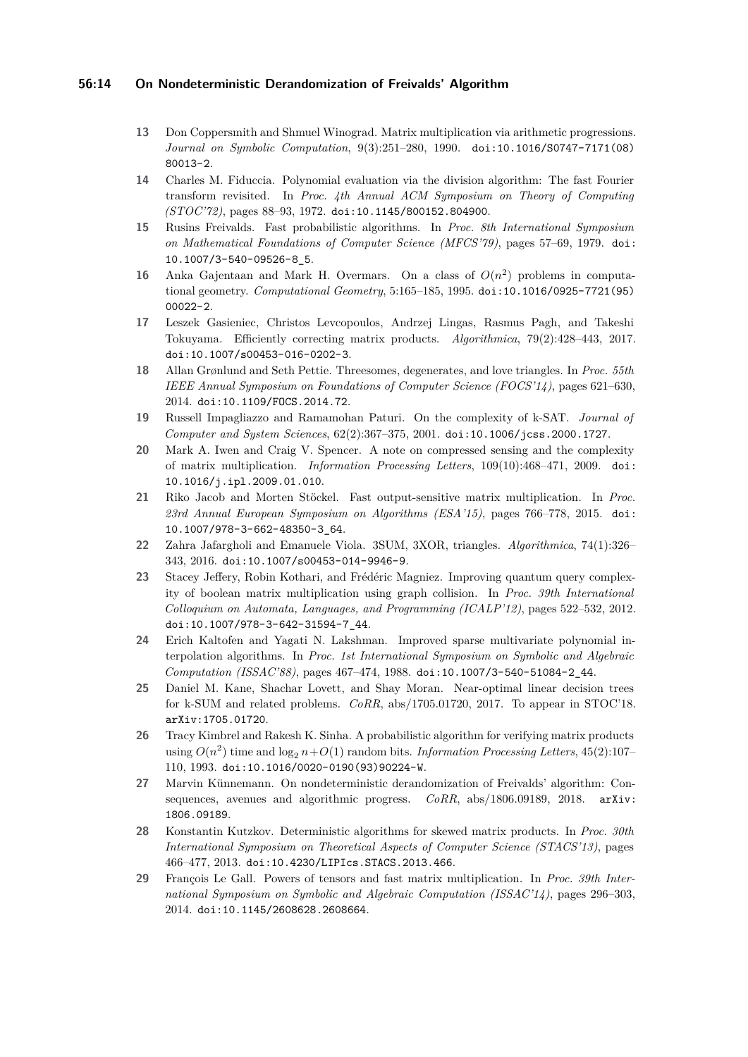13 Don Coppersmith and Shmuel Winograd. Matrix multiplication via arithmetic progressions. *Journal on Symbolic Computation*, 9(3):251–280, 1990. doi:10.1016/S0747-7171(08)80013-2.

14 Charles M. Fiduccia. Polynomial evaluation via the division algorithm: The fast Fourier transform revisited. In *Proc. 4th Annual ACM Symposium on Theory of Computing (STOC'72)*, pages 88–93, 1972. doi:10.1145/800152.804900.

15 Rusins Freivalds. Fast probabilistic algorithms. In *Proc. 8th International Symposium on Mathematical Foundations of Computer Science (MFCS'79)*, pages 57–69, 1979. doi:10.1007/3-540-09526-8_5.

16 Anka Gajentaan and Mark H. Overmars. On a class of $O(n^2)$ problems in computational geometry. *Computational Geometry*, 5:165–185, 1995. doi:10.1016/0925-7721(95)00022-2.

17 Leszek Gasieniec, Christos Levcopoulos, Andrzej Lingas, Rasmus Pagh, and Takeshi Tokuyama. Efficiently correcting matrix products. *Algorithmica*, 79(2):428–443, 2017. doi:10.1007/s00453-016-0202-3.

18 Allan Grønlund and Seth Pettie. Threesomes, degenerates, and love triangles. In *Proc. 55th IEEE Annual Symposium on Foundations of Computer Science (FOCS'14)*, pages 621–630, 2014. doi:10.1109/FOCS.2014.72.

19 Russell Impagliazzo and Ramamohan Paturi. On the complexity of k-SAT. *Journal of Computer and System Sciences*, 62(2):367–375, 2001. doi:10.1006/jcss.2000.1727.

20 Mark A. Iwen and Craig V. Spencer. A note on compressed sensing and the complexity of matrix multiplication. *Information Processing Letters*, 109(10):468–471, 2009. doi:10.1016/j.ipl.2009.01.010.

21 Riko Jacob and Morten Stöckel. Fast output-sensitive matrix multiplication. In *Proc. 23rd Annual European Symposium on Algorithms (ESA'15)*, pages 766–778, 2015. doi:10.1007/978-3-662-48350-3_64.

22 Zahra Jafargholi and Emanuele Viola. 3SUM, 3XOR, triangles. *Algorithmica*, 74(1):326–343, 2016. doi:10.1007/s00453-014-9946-9.

23 Stacey Jeffery, Robin Kothari, and Frédéric Magniez. Improving quantum query complexity of boolean matrix multiplication using graph collision. In *Proc. 39th International Colloquium on Automata, Languages, and Programming (ICALP'12)*, pages 522–532, 2012. doi:10.1007/978-3-642-31594-7_44.

24 Erich Kaltofen and Yagati N. Lakshman. Improved sparse multivariate polynomial interpolation algorithms. In *Proc. 1st International Symposium on Symbolic and Algebraic Computation (ISSAC'88)*, pages 467–474, 1988. doi:10.1007/3-540-51084-2_44.

25 Daniel M. Kane, Shachar Lovett, and Shay Moran. Near-optimal linear decision trees for k-SUM and related problems. *CoRR*, abs/1705.01720, 2017. To appear in STOC'18. arXiv:1705.01720.

26 Tracy Kimbrel and Rakesh K. Sinha. A probabilistic algorithm for verifying matrix products using $O(n^2)$ time and $\log_2 n + O(1)$ random bits. *Information Processing Letters*, 45(2):107–110, 1993. doi:10.1016/0020-0190(93)90224-W.

27 Marvin Künnemann. On nondeterministic derandomization of Freivalds' algorithm: Consequences, avenues and algorithmic progress. *CoRR*, abs/1806.09189, 2018. arXiv:1806.09189.

28 Konstantin Kutzkov. Deterministic algorithms for skewed matrix products. In *Proc. 30th International Symposium on Theoretical Aspects of Computer Science (STACS'13)*, pages 466–477, 2013. doi:10.4230/LIPIcs.STACS.2013.466.

29 François Le Gall. Powers of tensors and fast matrix multiplication. In *Proc. 39th International Symposium on Symbolic and Algebraic Computation (ISSAC'14)*, pages 296–303, 2014. doi:10.1145/2608628.2608664.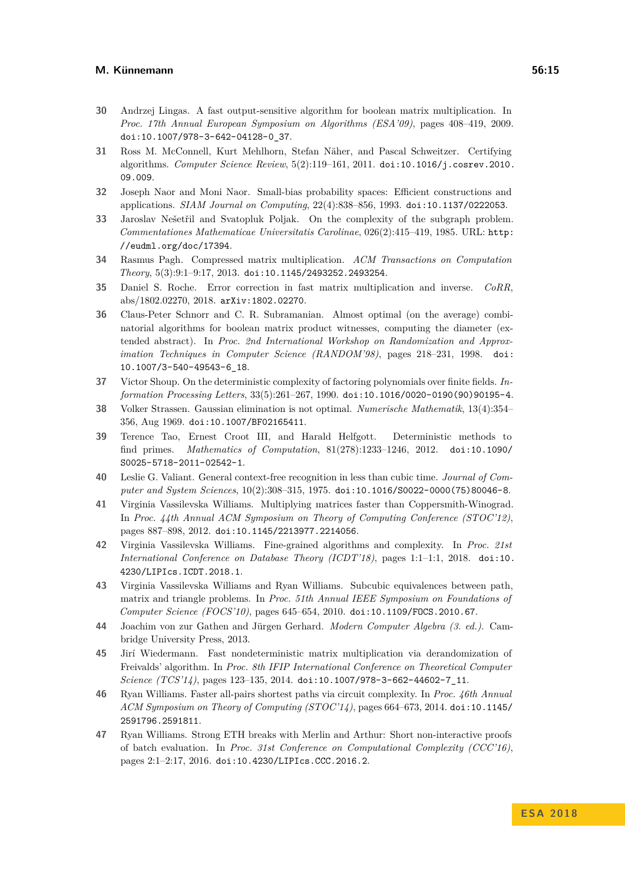30 Andrzej Lingas. A fast output-sensitive algorithm for boolean matrix multiplication. In *Proc. 17th Annual European Symposium on Algorithms (ESA'09)*, pages 408–419, 2009. doi:10.1007/978-3-642-04128-0_37.

31 Ross M. McConnell, Kurt Mehlhorn, Stefan Näher, and Pascal Schweitzer. Certifying algorithms. *Computer Science Review*, 5(2):119–161, 2011. doi:10.1016/j.cosrev.2010.09.009.

32 Joseph Naor and Moni Naor. Small-bias probability spaces: Efficient constructions and applications. *SIAM Journal on Computing*, 22(4):838–856, 1993. doi:10.1137/0222053.

33 Jaroslav Nešetřil and Svatopluk Poljak. On the complexity of the subgraph problem. *Commentationes Mathematicae Universitatis Carolinae*, 026(2):415–419, 1985. URL: http://eudml.org/doc/17394.

34 Rasmus Pagh. Compressed matrix multiplication. *ACM Transactions on Computation Theory*, 5(3):9:1–9:17, 2013. doi:10.1145/2493252.2493254.

35 Daniel S. Roche. Error correction in fast matrix multiplication and inverse. *CoRR*, abs/1802.02270, 2018. arXiv:1802.02270.

36 Claus-Peter Schnorr and C. R. Subramanian. Almost optimal (on the average) combinatorial algorithms for boolean matrix product witnesses, computing the diameter (extended abstract). In *Proc. 2nd International Workshop on Randomization and Approximation Techniques in Computer Science (RANDOM'98)*, pages 218–231, 1998. doi:10.1007/3-540-49543-6_18.

37 Victor Shoup. On the deterministic complexity of factoring polynomials over finite fields. *Information Processing Letters*, 33(5):261–267, 1990. doi:10.1016/0020-0190(90)90195-4.

38 Volker Strassen. Gaussian elimination is not optimal. *Numerische Mathematik*, 13(4):354–356, Aug 1969. doi:10.1007/BF02165411.

39 Terence Tao, Ernest Croot III, and Harald Helfgott. Deterministic methods to find primes. *Mathematics of Computation*, 81(278):1233–1246, 2012. doi:10.1090/S0025-5718-2011-02542-1.

40 Leslie G. Valiant. General context-free recognition in less than cubic time. *Journal of Computer and System Sciences*, 10(2):308–315, 1975. doi:10.1016/S0022-0000(75)80046-8.

41 Virginia Vassilevska Williams. Multiplying matrices faster than Coppersmith-Winograd. In *Proc. 44th Annual ACM Symposium on Theory of Computing Conference (STOC'12)*, pages 887–898, 2012. doi:10.1145/2213977.2214056.

42 Virginia Vassilevska Williams. Fine-grained algorithms and complexity. In *Proc. 21st International Conference on Database Theory (ICDT'18)*, pages 1:1–1:1, 2018. doi:10.4230/LIPIcs.ICDT.2018.1.

43 Virginia Vassilevska Williams and Ryan Williams. Subcubic equivalences between path, matrix and triangle problems. In *Proc. 51th Annual IEEE Symposium on Foundations of Computer Science (FOCS'10)*, pages 645–654, 2010. doi:10.1109/FOCS.2010.67.

44 Joachim von zur Gathen and Jürgen Gerhard. *Modern Computer Algebra (3. ed.)*. Cambridge University Press, 2013.

45 Jirí Wiedermann. Fast nondeterministic matrix multiplication via derandomization of Freivalds' algorithm. In *Proc. 8th IFIP International Conference on Theoretical Computer Science (TCS'14)*, pages 123–135, 2014. doi:10.1007/978-3-662-44602-7_11.

46 Ryan Williams. Faster all-pairs shortest paths via circuit complexity. In *Proc. 46th Annual ACM Symposium on Theory of Computing (STOC'14)*, pages 664–673, 2014. doi:10.1145/2591796.2591811.

47 Ryan Williams. Strong ETH breaks with Merlin and Arthur: Short non-interactive proofs of batch evaluation. In *Proc. 31st Conference on Computational Complexity (CCC'16)*, pages 2:1–2:17, 2016. doi:10.4230/LIPIcs.CCC.2016.2.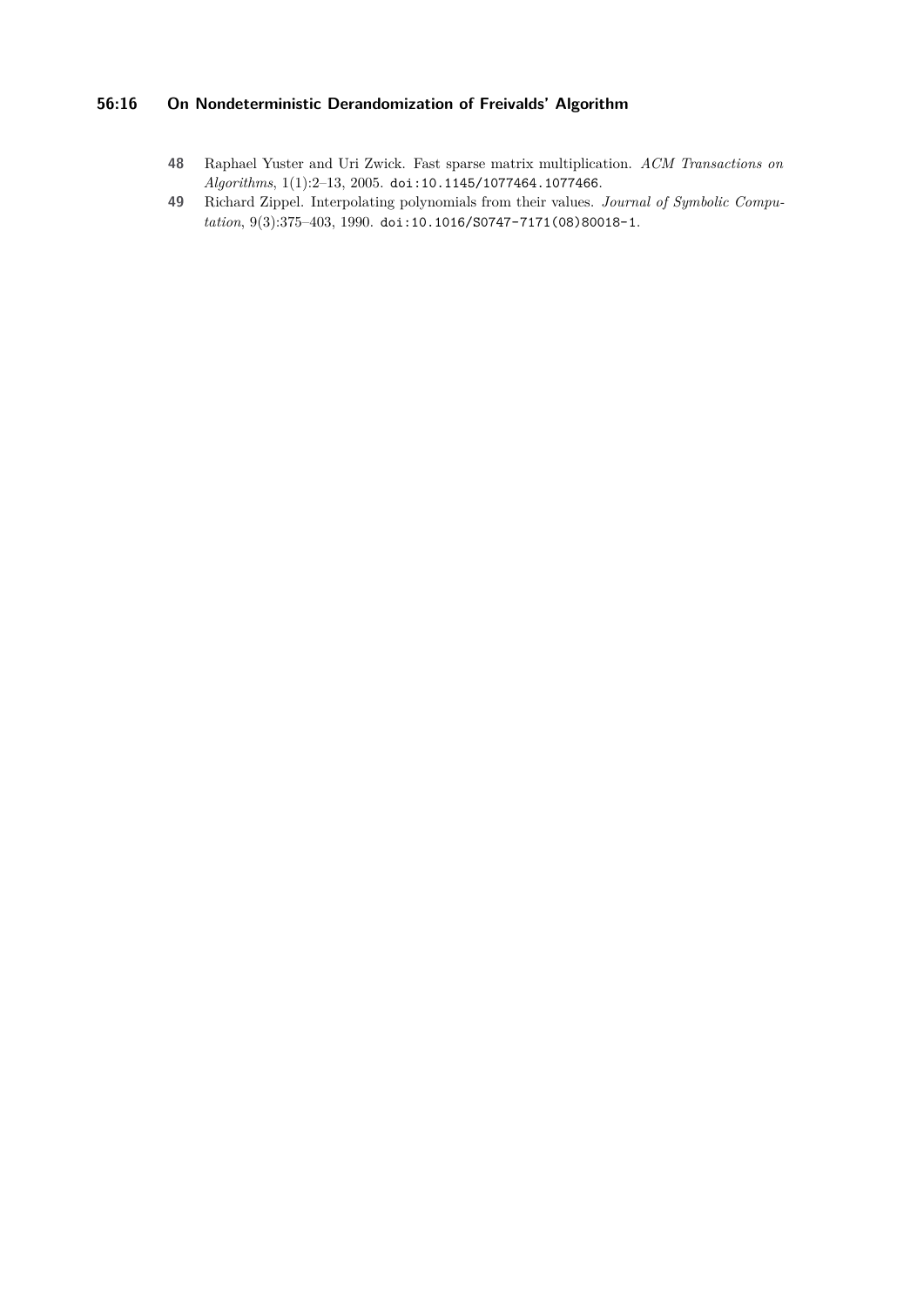48 Raphael Yuster and Uri Zwick. Fast sparse matrix multiplication. *ACM Transactions on Algorithms*, 1(1):2–13, 2005. doi:10.1145/1077464.1077466.

49 Richard Zippel. Interpolating polynomials from their values. *Journal of Symbolic Computation*, 9(3):375–403, 1990. doi:10.1016/S0747-7171(08)80018-1.